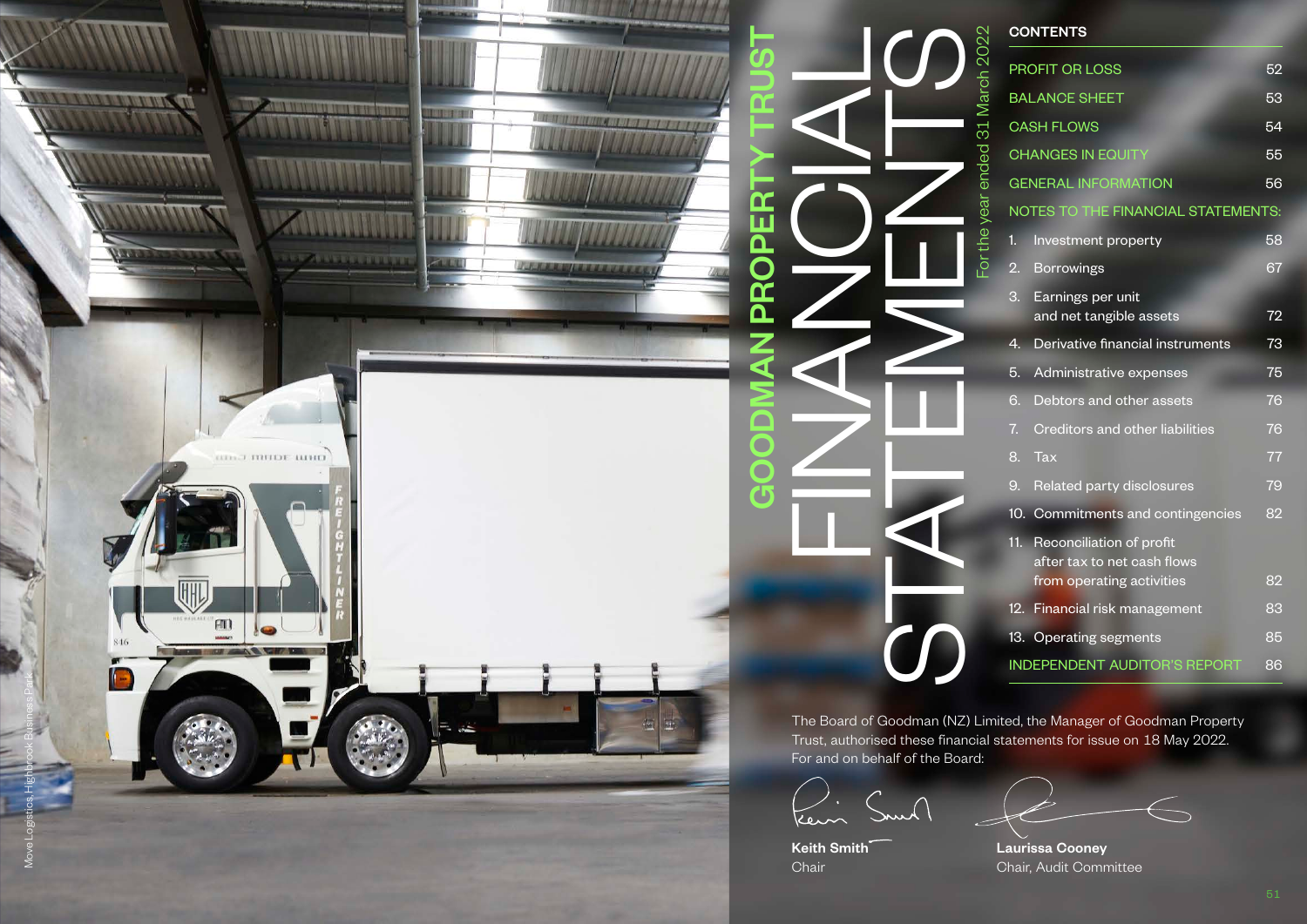# GOODMAN PROPERTY TRUST

# FINANCIAL STATEMENTS

For the year ended 31 March 2022

## CONTENTS

| | |
|---|---|
| PROFIT OR LOSS | 52 |
| BALANCE SHEET | 53 |
| CASH FLOWS | 54 |
| CHANGES IN EQUITY | 55 |
| GENERAL INFORMATION | 56 |
| NOTES TO THE FINANCIAL STATEMENTS: | |
| 1. Investment property | 58 |
| 2. Borrowings | 67 |
| 3. Earnings per unit and net tangible assets | 72 |
| 4. Derivative financial instruments | 73 |
| 5. Administrative expenses | 75 |
| 6. Debtors and other assets | 76 |
| 7. Creditors and other liabilities | 76 |
| 8. Tax | 77 |
| 9. Related party disclosures | 79 |
| 10. Commitments and contingencies | 82 |
| 11. Reconciliation of profit after tax to net cash flows from operating activities | 82 |
| 12. Financial risk management | 83 |
| 13. Operating segments | 85 |
| INDEPENDENT AUDITOR'S REPORT | 86 |

The Board of Goodman (NZ) Limited, the Manager of Goodman Property Trust, authorised these financial statements for issue on 18 May 2022.
For and on behalf of the Board:

**Keith Smith**
Chair

**Laurissa Cooney**
Chair, Audit Committee

Move Logistics, Highbrook Business Park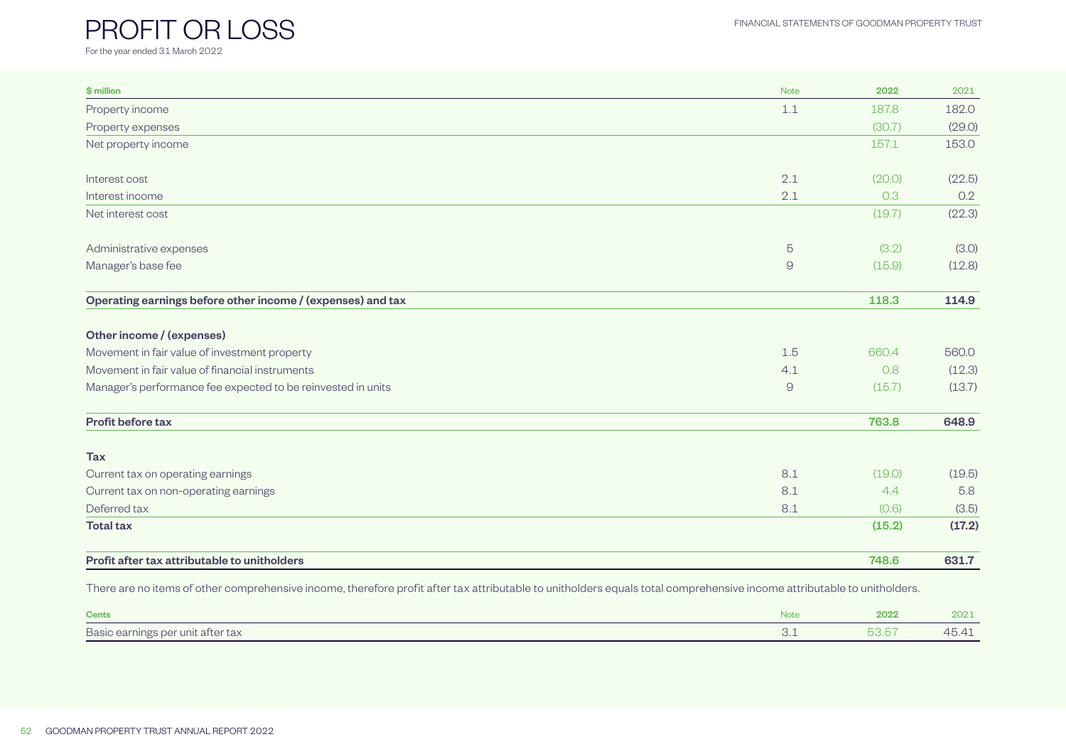# PROFIT OR LOSS

For the year ended 31 March 2022

| $ million | Note | 2022 | 2021 |
|---|---|---|---|
| Property income | 1.1 | 187.8 | 182.0 |
| Property expenses | | (30.7) | (29.0) |
| Net property income | | 157.1 | 153.0 |
| | | | |
| Interest cost | 2.1 | (20.0) | (22.5) |
| Interest income | 2.1 | 0.3 | 0.2 |
| Net interest cost | | (19.7) | (22.3) |
| | | | |
| Administrative expenses | 5 | (3.2) | (3.0) |
| Manager's base fee | 9 | (15.9) | (12.8) |
| | | | |
| **Operating earnings before other income / (expenses) and tax** | | **118.3** | **114.9** |
| | | | |
| **Other income / (expenses)** | | | |
| Movement in fair value of investment property | 1.5 | 660.4 | 560.0 |
| Movement in fair value of financial instruments | 4.1 | 0.8 | (12.3) |
| Manager's performance fee expected to be reinvested in units | 9 | (15.7) | (13.7) |
| | | | |
| **Profit before tax** | | **763.8** | **648.9** |
| | | | |
| **Tax** | | | |
| Current tax on operating earnings | 8.1 | (19.0) | (19.5) |
| Current tax on non-operating earnings | 8.1 | 4.4 | 5.8 |
| Deferred tax | 8.1 | (0.6) | (3.5) |
| **Total tax** | | **(15.2)** | **(17.2)** |
| | | | |
| **Profit after tax attributable to unitholders** | | **748.6** | **631.7** |

There are no items of other comprehensive income, therefore profit after tax attributable to unitholders equals total comprehensive income attributable to unitholders.

| Cents | Note | 2022 | 2021 |
|---|---|---|---|
| Basic earnings per unit after tax | 3.1 | 53.57 | 45.41 |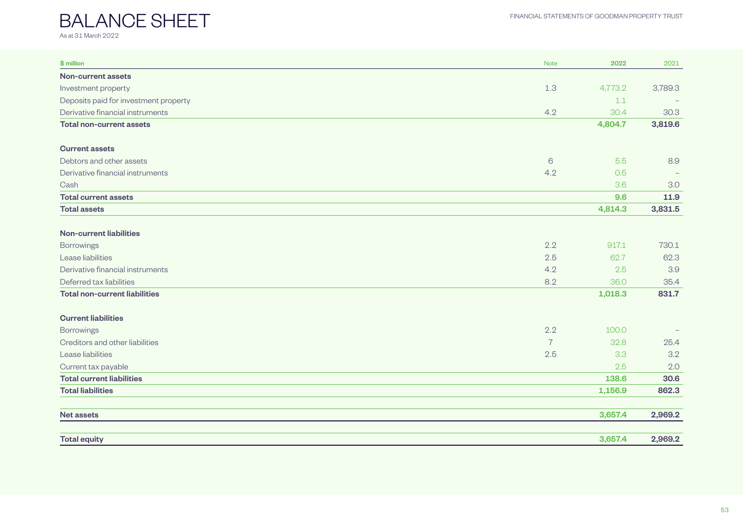# BALANCE SHEET

As at 31 March 2022

| $ million | Note | 2022 | 2021 |
|---|---|---|---|
| **Non-current assets** | | | |
| Investment property | 1.3 | 4,773.2 | 3,789.3 |
| Deposits paid for investment property | | 1.1 | – |
| Derivative financial instruments | 4.2 | 30.4 | 30.3 |
| **Total non-current assets** | | **4,804.7** | **3,819.6** |
| **Current assets** | | | |
| Debtors and other assets | 6 | 5.5 | 8.9 |
| Derivative financial instruments | 4.2 | 0.5 | – |
| Cash | | 3.6 | 3.0 |
| **Total current assets** | | **9.6** | **11.9** |
| **Total assets** | | **4,814.3** | **3,831.5** |
| **Non-current liabilities** | | | |
| Borrowings | 2.2 | 917.1 | 730.1 |
| Lease liabilities | 2.5 | 62.7 | 62.3 |
| Derivative financial instruments | 4.2 | 2.5 | 3.9 |
| Deferred tax liabilities | 8.2 | 36.0 | 35.4 |
| **Total non-current liabilities** | | **1,018.3** | **831.7** |
| **Current liabilities** | | | |
| Borrowings | 2.2 | 100.0 | – |
| Creditors and other liabilities | 7 | 32.8 | 25.4 |
| Lease liabilities | 2.5 | 3.3 | 3.2 |
| Current tax payable | | 2.5 | 2.0 |
| **Total current liabilities** | | **138.6** | **30.6** |
| **Total liabilities** | | **1,156.9** | **862.3** |
| **Net assets** | | **3,657.4** | **2,969.2** |
| **Total equity** | | **3,657.4** | **2,969.2** |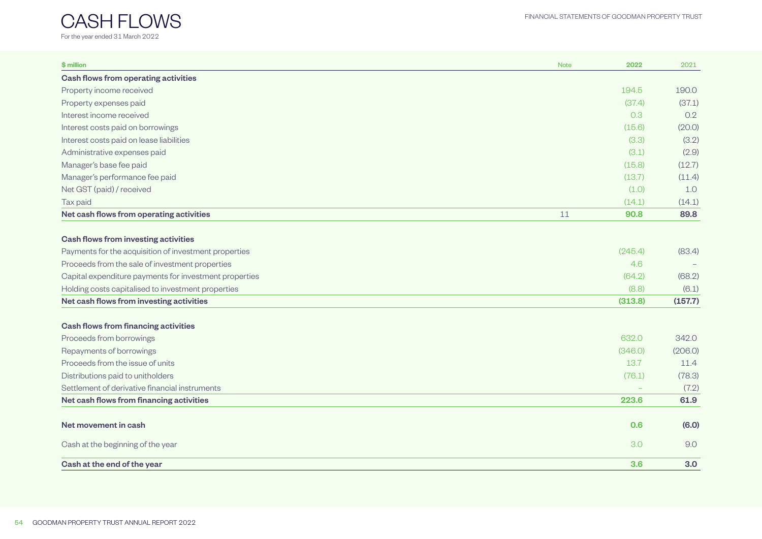# CASH FLOWS

For the year ended 31 March 2022

| $ million | Note | 2022 | 2021 |
|---|---|---|---|
| **Cash flows from operating activities** | | | |
| Property income received | | 194.5 | 190.0 |
| Property expenses paid | | (37.4) | (37.1) |
| Interest income received | | 0.3 | 0.2 |
| Interest costs paid on borrowings | | (15.6) | (20.0) |
| Interest costs paid on lease liabilities | | (3.3) | (3.2) |
| Administrative expenses paid | | (3.1) | (2.9) |
| Manager's base fee paid | | (15.8) | (12.7) |
| Manager's performance fee paid | | (13.7) | (11.4) |
| Net GST (paid) / received | | (1.0) | 1.0 |
| Tax paid | | (14.1) | (14.1) |
| **Net cash flows from operating activities** | 11 | **90.8** | **89.8** |
| | | | |
| **Cash flows from investing activities** | | | |
| Payments for the acquisition of investment properties | | (245.4) | (83.4) |
| Proceeds from the sale of investment properties | | 4.6 | – |
| Capital expenditure payments for investment properties | | (64.2) | (68.2) |
| Holding costs capitalised to investment properties | | (8.8) | (6.1) |
| **Net cash flows from investing activities** | | **(313.8)** | **(157.7)** |
| | | | |
| **Cash flows from financing activities** | | | |
| Proceeds from borrowings | | 632.0 | 342.0 |
| Repayments of borrowings | | (346.0) | (206.0) |
| Proceeds from the issue of units | | 13.7 | 11.4 |
| Distributions paid to unitholders | | (76.1) | (78.3) |
| Settlement of derivative financial instruments | | – | (7.2) |
| **Net cash flows from financing activities** | | **223.6** | **61.9** |
| | | | |
| **Net movement in cash** | | **0.6** | **(6.0)** |
| Cash at the beginning of the year | | 3.0 | 9.0 |
| **Cash at the end of the year** | | **3.6** | **3.0** |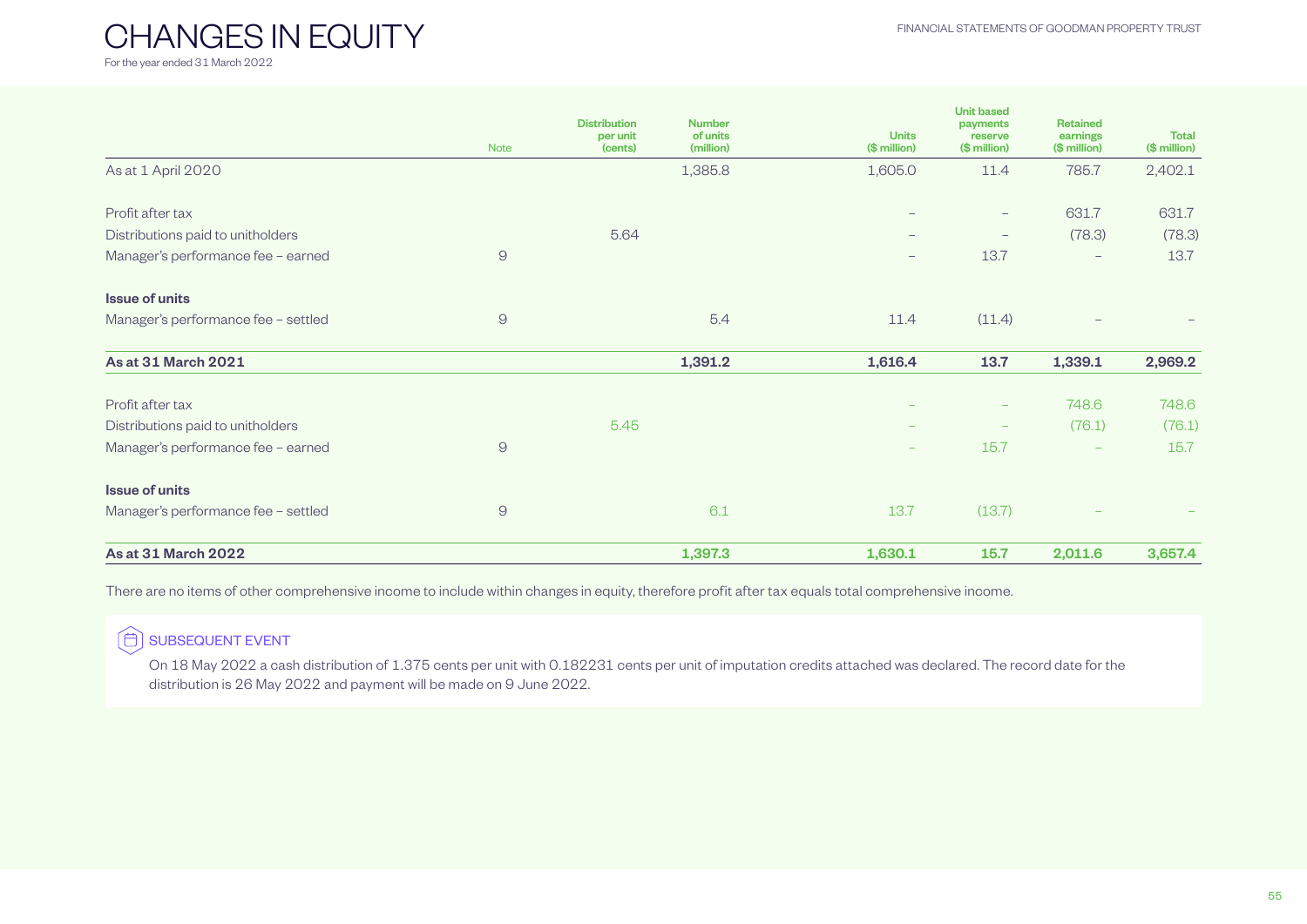# CHANGES IN EQUITY

For the year ended 31 March 2022

| | Note | Distribution per unit (cents) | Number of units (million) | Units ($ million) | Unit based payments reserve ($ million) | Retained earnings ($ million) | Total ($ million) |
|---|---|---|---|---|---|---|---|
| As at 1 April 2020 | | | 1,385.8 | 1,605.0 | 11.4 | 785.7 | 2,402.1 |
| Profit after tax | | | | – | – | 631.7 | 631.7 |
| Distributions paid to unitholders | | 5.64 | | – | – | (78.3) | (78.3) |
| Manager's performance fee – earned | 9 | | | – | 13.7 | – | 13.7 |
| **Issue of units** | | | | | | | |
| Manager's performance fee – settled | 9 | | 5.4 | 11.4 | (11.4) | – | – |
| **As at 31 March 2021** | | | **1,391.2** | **1,616.4** | **13.7** | **1,339.1** | **2,969.2** |
| Profit after tax | | | | – | – | 748.6 | 748.6 |
| Distributions paid to unitholders | | 5.45 | | – | – | (76.1) | (76.1) |
| Manager's performance fee – earned | 9 | | | – | 15.7 | – | 15.7 |
| **Issue of units** | | | | | | | |
| Manager's performance fee – settled | 9 | | 6.1 | 13.7 | (13.7) | – | – |
| **As at 31 March 2022** | | | **1,397.3** | **1,630.1** | **15.7** | **2,011.6** | **3,657.4** |

There are no items of other comprehensive income to include within changes in equity, therefore profit after tax equals total comprehensive income.

### SUBSEQUENT EVENT

On 18 May 2022 a cash distribution of 1.375 cents per unit with 0.182231 cents per unit of imputation credits attached was declared. The record date for the distribution is 26 May 2022 and payment will be made on 9 June 2022.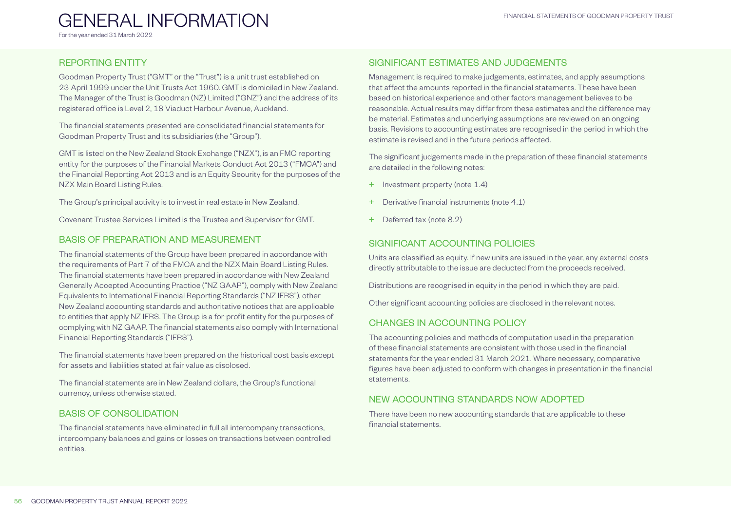# GENERAL INFORMATION

For the year ended 31 March 2022

## REPORTING ENTITY

Goodman Property Trust ("GMT" or the "Trust") is a unit trust established on 23 April 1999 under the Unit Trusts Act 1960. GMT is domiciled in New Zealand. The Manager of the Trust is Goodman (NZ) Limited ("GNZ") and the address of its registered office is Level 2, 18 Viaduct Harbour Avenue, Auckland.

The financial statements presented are consolidated financial statements for Goodman Property Trust and its subsidiaries (the "Group").

GMT is listed on the New Zealand Stock Exchange ("NZX"), is an FMC reporting entity for the purposes of the Financial Markets Conduct Act 2013 ("FMCA") and the Financial Reporting Act 2013 and is an Equity Security for the purposes of the NZX Main Board Listing Rules.

The Group's principal activity is to invest in real estate in New Zealand.

Covenant Trustee Services Limited is the Trustee and Supervisor for GMT.

## BASIS OF PREPARATION AND MEASUREMENT

The financial statements of the Group have been prepared in accordance with the requirements of Part 7 of the FMCA and the NZX Main Board Listing Rules. The financial statements have been prepared in accordance with New Zealand Generally Accepted Accounting Practice ("NZ GAAP"), comply with New Zealand Equivalents to International Financial Reporting Standards ("NZ IFRS"), other New Zealand accounting standards and authoritative notices that are applicable to entities that apply NZ IFRS. The Group is a for-profit entity for the purposes of complying with NZ GAAP. The financial statements also comply with International Financial Reporting Standards ("IFRS").

The financial statements have been prepared on the historical cost basis except for assets and liabilities stated at fair value as disclosed.

The financial statements are in New Zealand dollars, the Group's functional currency, unless otherwise stated.

## BASIS OF CONSOLIDATION

The financial statements have eliminated in full all intercompany transactions, intercompany balances and gains or losses on transactions between controlled entities.

## SIGNIFICANT ESTIMATES AND JUDGEMENTS

Management is required to make judgements, estimates, and apply assumptions that affect the amounts reported in the financial statements. These have been based on historical experience and other factors management believes to be reasonable. Actual results may differ from these estimates and the difference may be material. Estimates and underlying assumptions are reviewed on an ongoing basis. Revisions to accounting estimates are recognised in the period in which the estimate is revised and in the future periods affected.

The significant judgements made in the preparation of these financial statements are detailed in the following notes:

+ Investment property (note 1.4)
+ Derivative financial instruments (note 4.1)
+ Deferred tax (note 8.2)

## SIGNIFICANT ACCOUNTING POLICIES

Units are classified as equity. If new units are issued in the year, any external costs directly attributable to the issue are deducted from the proceeds received.

Distributions are recognised in equity in the period in which they are paid.

Other significant accounting policies are disclosed in the relevant notes.

## CHANGES IN ACCOUNTING POLICY

The accounting policies and methods of computation used in the preparation of these financial statements are consistent with those used in the financial statements for the year ended 31 March 2021. Where necessary, comparative figures have been adjusted to conform with changes in presentation in the financial statements.

## NEW ACCOUNTING STANDARDS NOW ADOPTED

There have been no new accounting standards that are applicable to these financial statements.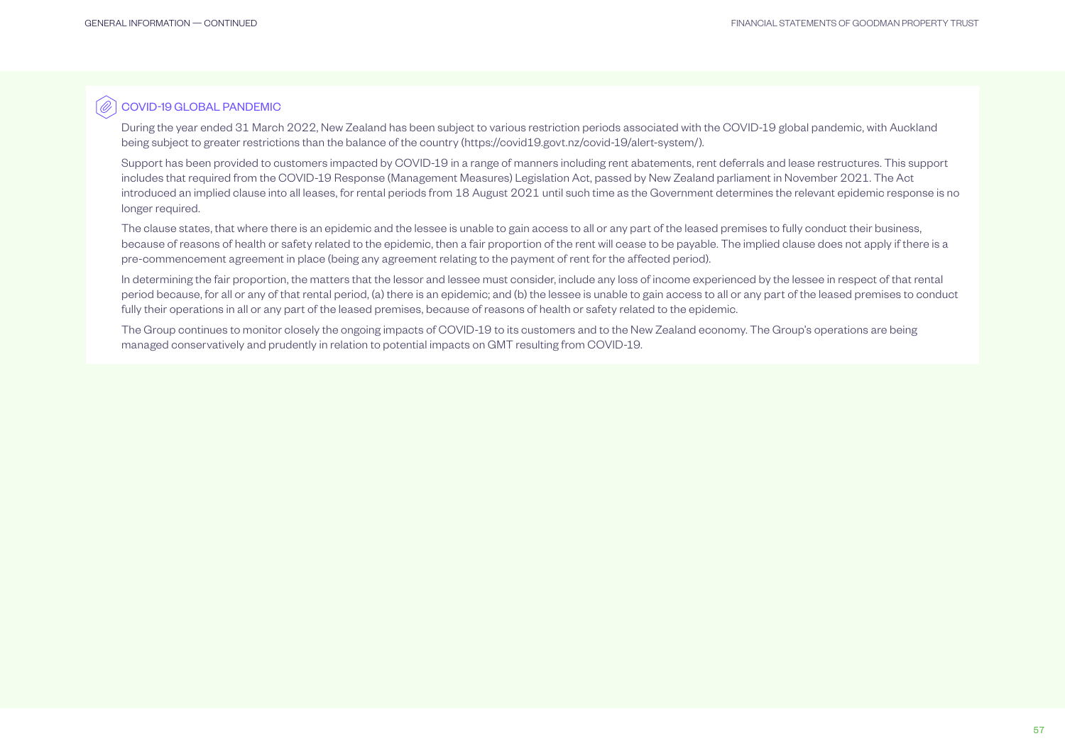## COVID-19 GLOBAL PANDEMIC

During the year ended 31 March 2022, New Zealand has been subject to various restriction periods associated with the COVID-19 global pandemic, with Auckland being subject to greater restrictions than the balance of the country (https://covid19.govt.nz/covid-19/alert-system/).

Support has been provided to customers impacted by COVID-19 in a range of manners including rent abatements, rent deferrals and lease restructures. This support includes that required from the COVID-19 Response (Management Measures) Legislation Act, passed by New Zealand parliament in November 2021. The Act introduced an implied clause into all leases, for rental periods from 18 August 2021 until such time as the Government determines the relevant epidemic response is no longer required.

The clause states, that where there is an epidemic and the lessee is unable to gain access to all or any part of the leased premises to fully conduct their business, because of reasons of health or safety related to the epidemic, then a fair proportion of the rent will cease to be payable. The implied clause does not apply if there is a pre-commencement agreement in place (being any agreement relating to the payment of rent for the affected period).

In determining the fair proportion, the matters that the lessor and lessee must consider, include any loss of income experienced by the lessee in respect of that rental period because, for all or any of that rental period, (a) there is an epidemic; and (b) the lessee is unable to gain access to all or any part of the leased premises to conduct fully their operations in all or any part of the leased premises, because of reasons of health or safety related to the epidemic.

The Group continues to monitor closely the ongoing impacts of COVID-19 to its customers and to the New Zealand economy. The Group's operations are being managed conservatively and prudently in relation to potential impacts on GMT resulting from COVID-19.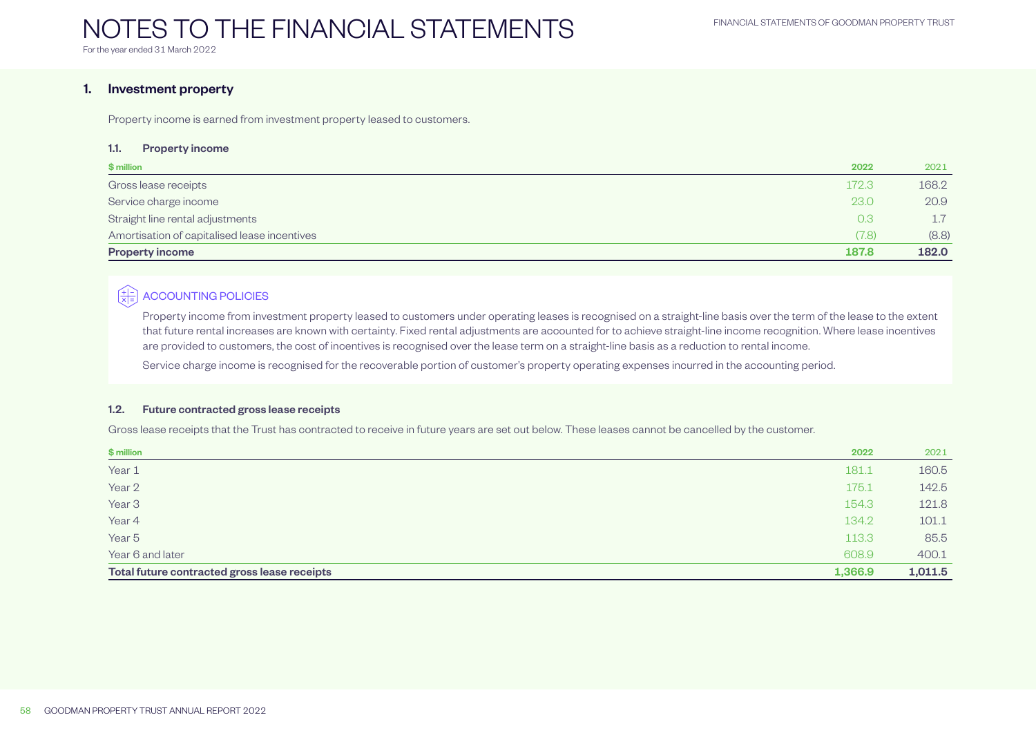# NOTES TO THE FINANCIAL STATEMENTS

For the year ended 31 March 2022

## 1. Investment property

Property income is earned from investment property leased to customers.

### 1.1. Property income

| $ million | 2022 | 2021 |
|---|---|---|
| Gross lease receipts | 172.3 | 168.2 |
| Service charge income | 23.0 | 20.9 |
| Straight line rental adjustments | 0.3 | 1.7 |
| Amortisation of capitalised lease incentives | (7.8) | (8.8) |
| **Property income** | **187.8** | **182.0** |

**ACCOUNTING POLICIES**

Property income from investment property leased to customers under operating leases is recognised on a straight-line basis over the term of the lease to the extent that future rental increases are known with certainty. Fixed rental adjustments are accounted for to achieve straight-line income recognition. Where lease incentives are provided to customers, the cost of incentives is recognised over the lease term on a straight-line basis as a reduction to rental income.

Service charge income is recognised for the recoverable portion of customer's property operating expenses incurred in the accounting period.

### 1.2. Future contracted gross lease receipts

Gross lease receipts that the Trust has contracted to receive in future years are set out below. These leases cannot be cancelled by the customer.

| $ million | 2022 | 2021 |
|---|---|---|
| Year 1 | 181.1 | 160.5 |
| Year 2 | 175.1 | 142.5 |
| Year 3 | 154.3 | 121.8 |
| Year 4 | 134.2 | 101.1 |
| Year 5 | 113.3 | 85.5 |
| Year 6 and later | 608.9 | 400.1 |
| **Total future contracted gross lease receipts** | **1,366.9** | **1,011.5** |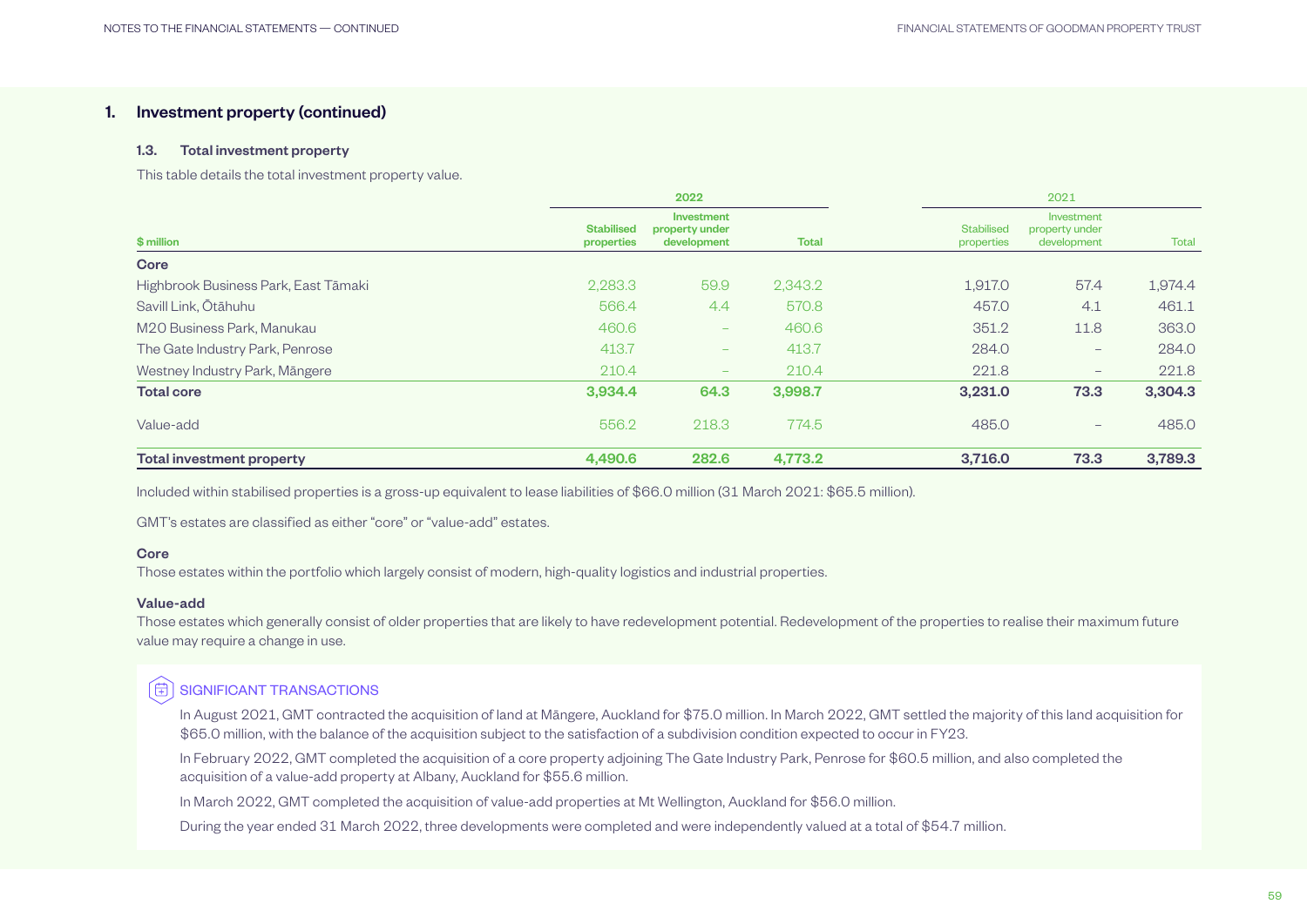## 1. Investment property (continued)

### 1.3. Total investment property

This table details the total investment property value.

| $ million | 2022 | | | 2021 | | |
|---|---|---|---|---|---|---|
| | Stabilised properties | Investment property under development | Total | Stabilised properties | Investment property under development | Total |
| **Core** | | | | | | |
| Highbrook Business Park, East Tāmaki | 2,283.3 | 59.9 | 2,343.2 | 1,917.0 | 57.4 | 1,974.4 |
| Savill Link, Ōtāhuhu | 566.4 | 4.4 | 570.8 | 457.0 | 4.1 | 461.1 |
| M20 Business Park, Manukau | 460.6 | – | 460.6 | 351.2 | 11.8 | 363.0 |
| The Gate Industry Park, Penrose | 413.7 | – | 413.7 | 284.0 | – | 284.0 |
| Westney Industry Park, Māngere | 210.4 | – | 210.4 | 221.8 | – | 221.8 |
| **Total core** | **3,934.4** | **64.3** | **3,998.7** | **3,231.0** | **73.3** | **3,304.3** |
| Value-add | 556.2 | 218.3 | 774.5 | 485.0 | – | 485.0 |
| **Total investment property** | **4,490.6** | **282.6** | **4,773.2** | **3,716.0** | **73.3** | **3,789.3** |

Included within stabilised properties is a gross-up equivalent to lease liabilities of $66.0 million (31 March 2021: $65.5 million).

GMT's estates are classified as either "core" or "value-add" estates.

**Core**
Those estates within the portfolio which largely consist of modern, high-quality logistics and industrial properties.

**Value-add**
Those estates which generally consist of older properties that are likely to have redevelopment potential. Redevelopment of the properties to realise their maximum future value may require a change in use.

#### SIGNIFICANT TRANSACTIONS

In August 2021, GMT contracted the acquisition of land at Māngere, Auckland for $75.0 million. In March 2022, GMT settled the majority of this land acquisition for $65.0 million, with the balance of the acquisition subject to the satisfaction of a subdivision condition expected to occur in FY23.

In February 2022, GMT completed the acquisition of a core property adjoining The Gate Industry Park, Penrose for $60.5 million, and also completed the acquisition of a value-add property at Albany, Auckland for $55.6 million.

In March 2022, GMT completed the acquisition of value-add properties at Mt Wellington, Auckland for $56.0 million.

During the year ended 31 March 2022, three developments were completed and were independently valued at a total of $54.7 million.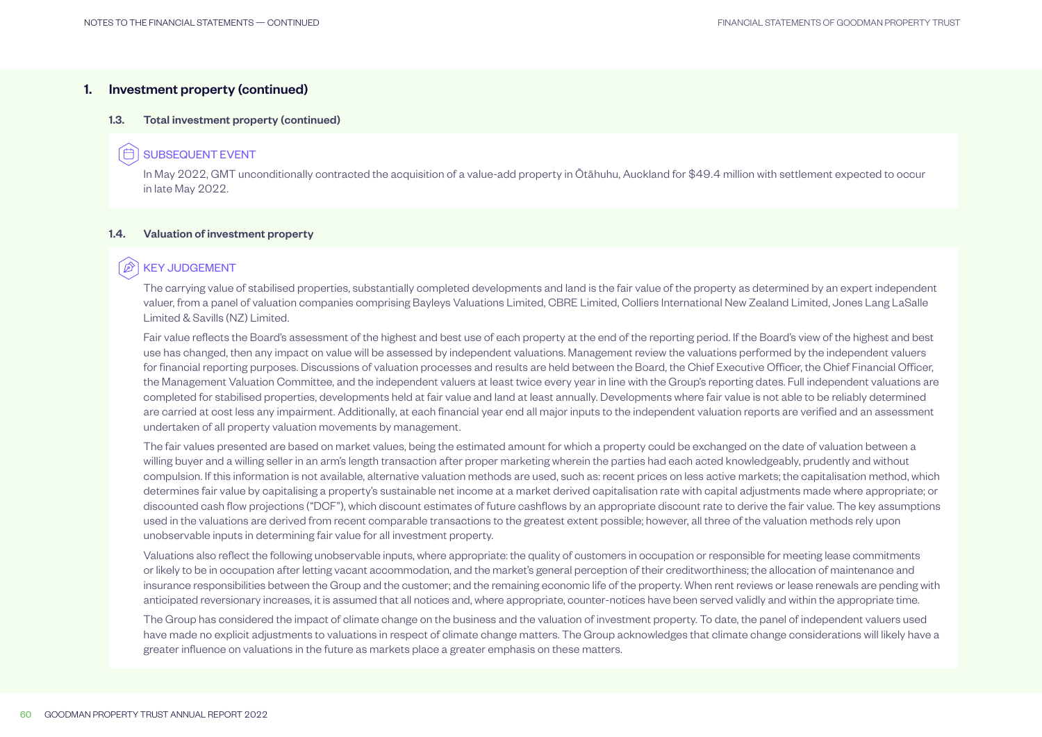## 1. Investment property (continued)

### 1.3. Total investment property (continued)

#### SUBSEQUENT EVENT

In May 2022, GMT unconditionally contracted the acquisition of a value-add property in Ōtāhuhu, Auckland for $49.4 million with settlement expected to occur in late May 2022.

### 1.4. Valuation of investment property

#### KEY JUDGEMENT

The carrying value of stabilised properties, substantially completed developments and land is the fair value of the property as determined by an expert independent valuer, from a panel of valuation companies comprising Bayleys Valuations Limited, CBRE Limited, Colliers International New Zealand Limited, Jones Lang LaSalle Limited & Savills (NZ) Limited.

Fair value reflects the Board's assessment of the highest and best use of each property at the end of the reporting period. If the Board's view of the highest and best use has changed, then any impact on value will be assessed by independent valuations. Management review the valuations performed by the independent valuers for financial reporting purposes. Discussions of valuation processes and results are held between the Board, the Chief Executive Officer, the Chief Financial Officer, the Management Valuation Committee, and the independent valuers at least twice every year in line with the Group's reporting dates. Full independent valuations are completed for stabilised properties, developments held at fair value and land at least annually. Developments where fair value is not able to be reliably determined are carried at cost less any impairment. Additionally, at each financial year end all major inputs to the independent valuation reports are verified and an assessment undertaken of all property valuation movements by management.

The fair values presented are based on market values, being the estimated amount for which a property could be exchanged on the date of valuation between a willing buyer and a willing seller in an arm's length transaction after proper marketing wherein the parties had each acted knowledgeably, prudently and without compulsion. If this information is not available, alternative valuation methods are used, such as: recent prices on less active markets; the capitalisation method, which determines fair value by capitalising a property's sustainable net income at a market derived capitalisation rate with capital adjustments made where appropriate; or discounted cash flow projections ("DCF"), which discount estimates of future cashflows by an appropriate discount rate to derive the fair value. The key assumptions used in the valuations are derived from recent comparable transactions to the greatest extent possible; however, all three of the valuation methods rely upon unobservable inputs in determining fair value for all investment property.

Valuations also reflect the following unobservable inputs, where appropriate: the quality of customers in occupation or responsible for meeting lease commitments or likely to be in occupation after letting vacant accommodation, and the market's general perception of their creditworthiness; the allocation of maintenance and insurance responsibilities between the Group and the customer; and the remaining economic life of the property. When rent reviews or lease renewals are pending with anticipated reversionary increases, it is assumed that all notices and, where appropriate, counter-notices have been served validly and within the appropriate time.

The Group has considered the impact of climate change on the business and the valuation of investment property. To date, the panel of independent valuers used have made no explicit adjustments to valuations in respect of climate change matters. The Group acknowledges that climate change considerations will likely have a greater influence on valuations in the future as markets place a greater emphasis on these matters.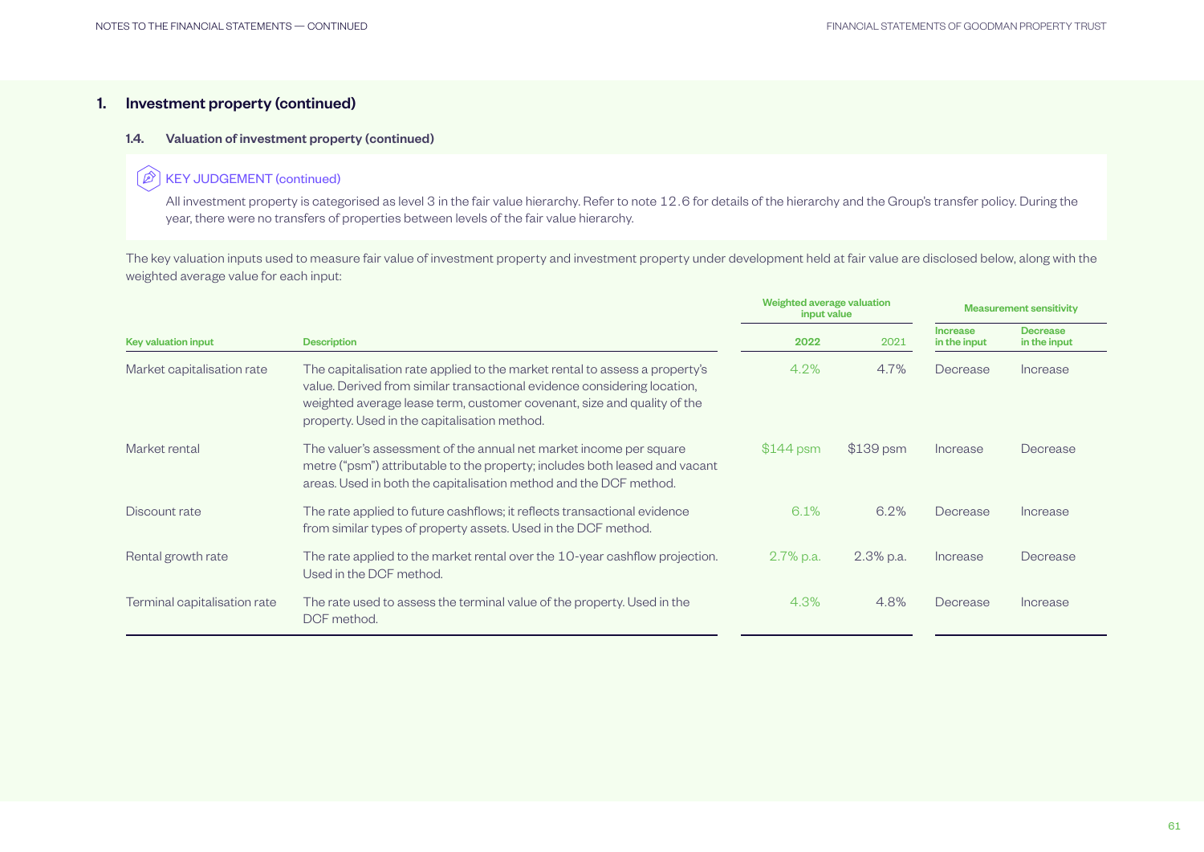## 1. Investment property (continued)

### 1.4. Valuation of investment property (continued)

**KEY JUDGEMENT (continued)**

All investment property is categorised as level 3 in the fair value hierarchy. Refer to note 12.6 for details of the hierarchy and the Group's transfer policy. During the year, there were no transfers of properties between levels of the fair value hierarchy.

The key valuation inputs used to measure fair value of investment property and investment property under development held at fair value are disclosed below, along with the weighted average value for each input:

| | | Weighted average valuation input value | | Measurement sensitivity | |
|---|---|---|---|---|---|
| **Key valuation input** | **Description** | **2022** | **2021** | **Increase in the input** | **Decrease in the input** |
| Market capitalisation rate | The capitalisation rate applied to the market rental to assess a property's value. Derived from similar transactional evidence considering location, weighted average lease term, customer covenant, size and quality of the property. Used in the capitalisation method. | 4.2% | 4.7% | Decrease | Increase |
| Market rental | The valuer's assessment of the annual net market income per square metre ("psm") attributable to the property; includes both leased and vacant areas. Used in both the capitalisation method and the DCF method. | $144 psm | $139 psm | Increase | Decrease |
| Discount rate | The rate applied to future cashflows; it reflects transactional evidence from similar types of property assets. Used in the DCF method. | 6.1% | 6.2% | Decrease | Increase |
| Rental growth rate | The rate applied to the market rental over the 10-year cashflow projection. Used in the DCF method. | 2.7% p.a. | 2.3% p.a. | Increase | Decrease |
| Terminal capitalisation rate | The rate used to assess the terminal value of the property. Used in the DCF method. | 4.3% | 4.8% | Decrease | Increase |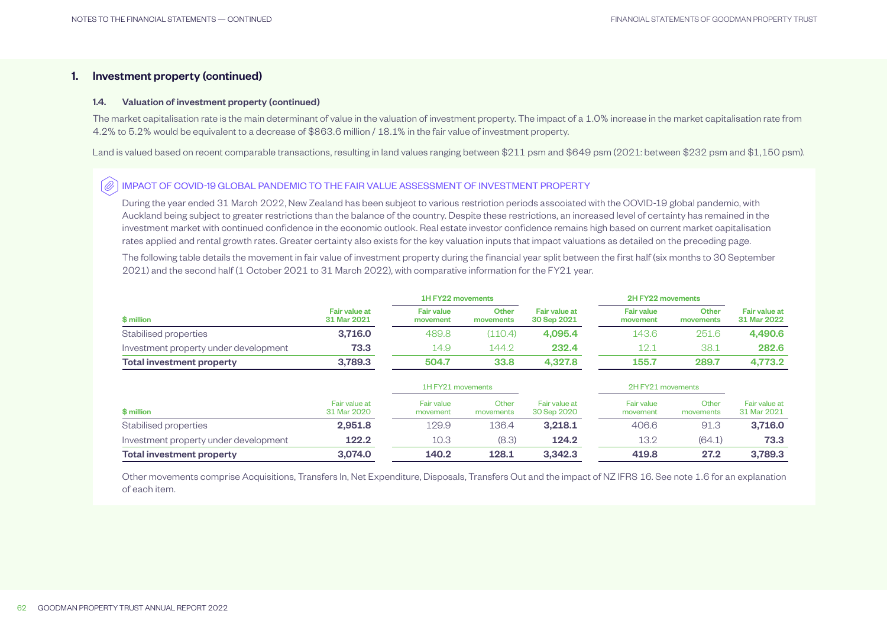## 1. Investment property (continued)

### 1.4. Valuation of investment property (continued)

The market capitalisation rate is the main determinant of value in the valuation of investment property. The impact of a 1.0% increase in the market capitalisation rate from 4.2% to 5.2% would be equivalent to a decrease of $863.6 million / 18.1% in the fair value of investment property.

Land is valued based on recent comparable transactions, resulting in land values ranging between $211 psm and $649 psm (2021: between $232 psm and $1,150 psm).

#### IMPACT OF COVID-19 GLOBAL PANDEMIC TO THE FAIR VALUE ASSESSMENT OF INVESTMENT PROPERTY

During the year ended 31 March 2022, New Zealand has been subject to various restriction periods associated with the COVID-19 global pandemic, with Auckland being subject to greater restrictions than the balance of the country. Despite these restrictions, an increased level of certainty has remained in the investment market with continued confidence in the economic outlook. Real estate investor confidence remains high based on current market capitalisation rates applied and rental growth rates. Greater certainty also exists for the key valuation inputs that impact valuations as detailed on the preceding page.

The following table details the movement in fair value of investment property during the financial year split between the first half (six months to 30 September 2021) and the second half (1 October 2021 to 31 March 2022), with comparative information for the FY21 year.

| | | 1H FY22 movements | | | 2H FY22 movements | | |
|---|---|---|---|---|---|---|---|
| **$ million** | **Fair value at 31 Mar 2021** | **Fair value movement** | **Other movements** | **Fair value at 30 Sep 2021** | **Fair value movement** | **Other movements** | **Fair value at 31 Mar 2022** |
| Stabilised properties | **3,716.0** | 489.8 | (110.4) | **4,095.4** | 143.6 | 251.6 | **4,490.6** |
| Investment property under development | **73.3** | 14.9 | 144.2 | **232.4** | 12.1 | 38.1 | **282.6** |
| **Total investment property** | **3,789.3** | **504.7** | **33.8** | **4,327.8** | **155.7** | **289.7** | **4,773.2** |

| | | 1H FY21 movements | | | 2H FY21 movements | | |
|---|---|---|---|---|---|---|---|
| **$ million** | Fair value at 31 Mar 2020 | Fair value movement | Other movements | Fair value at 30 Sep 2020 | Fair value movement | Other movements | Fair value at 31 Mar 2021 |
| Stabilised properties | **2,951.8** | 129.9 | 136.4 | **3,218.1** | 406.6 | 91.3 | **3,716.0** |
| Investment property under development | **122.2** | 10.3 | (8.3) | **124.2** | 13.2 | (64.1) | **73.3** |
| **Total investment property** | **3,074.0** | **140.2** | **128.1** | **3,342.3** | **419.8** | **27.2** | **3,789.3** |

Other movements comprise Acquisitions, Transfers In, Net Expenditure, Disposals, Transfers Out and the impact of NZ IFRS 16. See note 1.6 for an explanation of each item.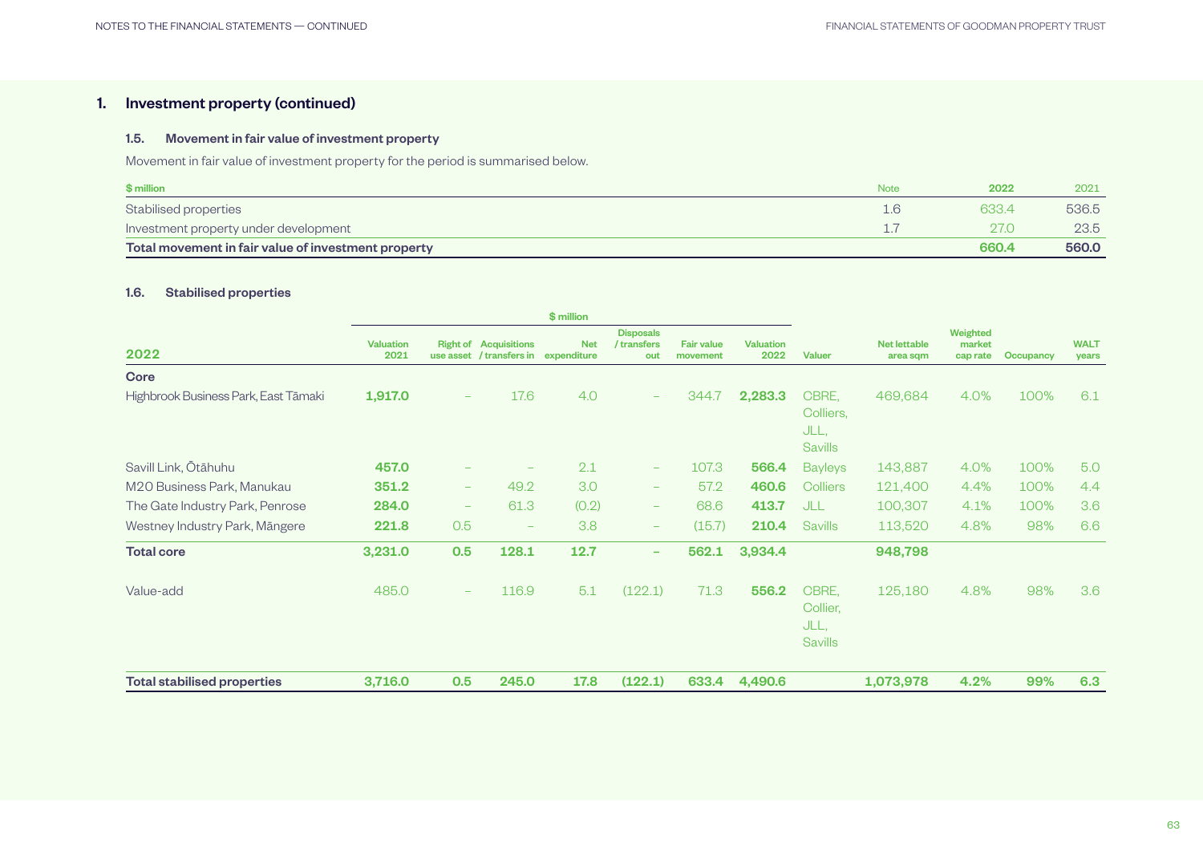## 1. Investment property (continued)

### 1.5. Movement in fair value of investment property

Movement in fair value of investment property for the period is summarised below.

| $ million | Note | 2022 | 2021 |
|---|---|---|---|
| Stabilised properties | 1.6 | 633.4 | 536.5 |
| Investment property under development | 1.7 | 27.0 | 23.5 |
| **Total movement in fair value of investment property** | | **660.4** | **560.0** |

### 1.6. Stabilised properties

| | $ million | | | | | | | | | | | |
|---|---|---|---|---|---|---|---|---|---|---|---|---|
| **2022** | Valuation 2021 | Right of use asset | Acquisitions / transfers in | Net expenditure | Disposals / transfers out | Fair value movement | Valuation 2022 | Valuer | Net lettable area sqm | Weighted market cap rate | Occupancy | WALT years |
| **Core** | | | | | | | | | | | | |
| Highbrook Business Park, East Tāmaki | **1,917.0** | – | 17.6 | 4.0 | – | 344.7 | **2,283.3** | CBRE, Colliers, JLL, Savills | 469,684 | 4.0% | 100% | 6.1 |
| Savill Link, Ōtāhuhu | **457.0** | – | – | 2.1 | – | 107.3 | **566.4** | Bayleys | 143,887 | 4.0% | 100% | 5.0 |
| M20 Business Park, Manukau | **351.2** | – | 49.2 | 3.0 | – | 57.2 | **460.6** | Colliers | 121,400 | 4.4% | 100% | 4.4 |
| The Gate Industry Park, Penrose | **284.0** | – | 61.3 | (0.2) | – | 68.6 | **413.7** | JLL | 100,307 | 4.1% | 100% | 3.6 |
| Westney Industry Park, Māngere | **221.8** | 0.5 | – | 3.8 | – | (15.7) | **210.4** | Savills | 113,520 | 4.8% | 98% | 6.6 |
| **Total core** | **3,231.0** | **0.5** | **128.1** | **12.7** | **–** | **562.1** | **3,934.4** | | **948,798** | | | |
| Value-add | 485.0 | – | 116.9 | 5.1 | (122.1) | 71.3 | **556.2** | CBRE, Collier, JLL, Savills | 125,180 | 4.8% | 98% | 3.6 |
| **Total stabilised properties** | **3,716.0** | **0.5** | **245.0** | **17.8** | **(122.1)** | **633.4** | **4,490.6** | | **1,073,978** | **4.2%** | **99%** | **6.3** |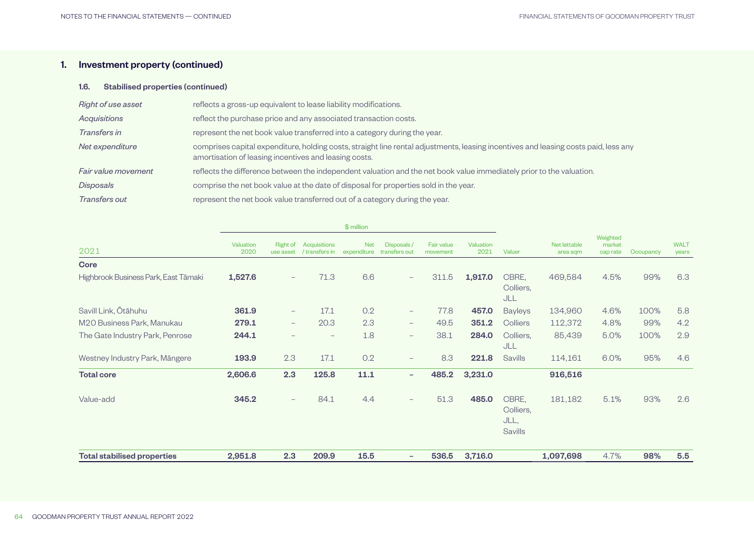## 1. Investment property (continued)

### 1.6. Stabilised properties (continued)

| | |
|---|---|
| *Right of use asset* | reflects a gross-up equivalent to lease liability modifications. |
| *Acquisitions* | reflect the purchase price and any associated transaction costs. |
| *Transfers in* | represent the net book value transferred into a category during the year. |
| *Net expenditure* | comprises capital expenditure, holding costs, straight line rental adjustments, leasing incentives and leasing costs paid, less any amortisation of leasing incentives and leasing costs. |
| *Fair value movement* | reflects the difference between the independent valuation and the net book value immediately prior to the valuation. |
| *Disposals* | comprise the net book value at the date of disposal for properties sold in the year. |
| *Transfers out* | represent the net book value transferred out of a category during the year. |

| | $ million | | | | | | | | | | | |
|---|---|---|---|---|---|---|---|---|---|---|---|---|
| 2021 | Valuation 2020 | Right of use asset | Acquisitions / transfers in | Net expenditure | Disposals / transfers out | Fair value movement | Valuation 2021 | Valuer | Net lettable area sqm | Weighted market cap rate | Occupancy | WALT years |
| **Core** | | | | | | | | | | | | |
| Highbrook Business Park, East Tāmaki | **1,527.6** | – | 71.3 | 6.6 | – | 311.5 | **1,917.0** | CBRE, Colliers, JLL | 469,584 | 4.5% | 99% | 6.3 |
| Savill Link, Ōtāhuhu | **361.9** | – | 17.1 | 0.2 | – | 77.8 | **457.0** | Bayleys | 134,960 | 4.6% | 100% | 5.8 |
| M20 Business Park, Manukau | **279.1** | – | 20.3 | 2.3 | – | 49.5 | **351.2** | Colliers | 112,372 | 4.8% | 99% | 4.2 |
| The Gate Industry Park, Penrose | **244.1** | – | – | 1.8 | – | 38.1 | **284.0** | Colliers, JLL | 85,439 | 5.0% | 100% | 2.9 |
| Westney Industry Park, Māngere | **193.9** | 2.3 | 17.1 | 0.2 | – | 8.3 | **221.8** | Savills | 114,161 | 6.0% | 95% | 4.6 |
| **Total core** | **2,606.6** | **2.3** | **125.8** | **11.1** | **–** | **485.2** | **3,231.0** | | **916,516** | | | |
| Value-add | **345.2** | – | 84.1 | 4.4 | – | 51.3 | **485.0** | CBRE, Colliers, JLL, Savills | 181,182 | 5.1% | 93% | 2.6 |
| **Total stabilised properties** | **2,951.8** | **2.3** | **209.9** | **15.5** | **–** | **536.5** | **3,716.0** | | **1,097,698** | 4.7% | **98%** | **5.5** |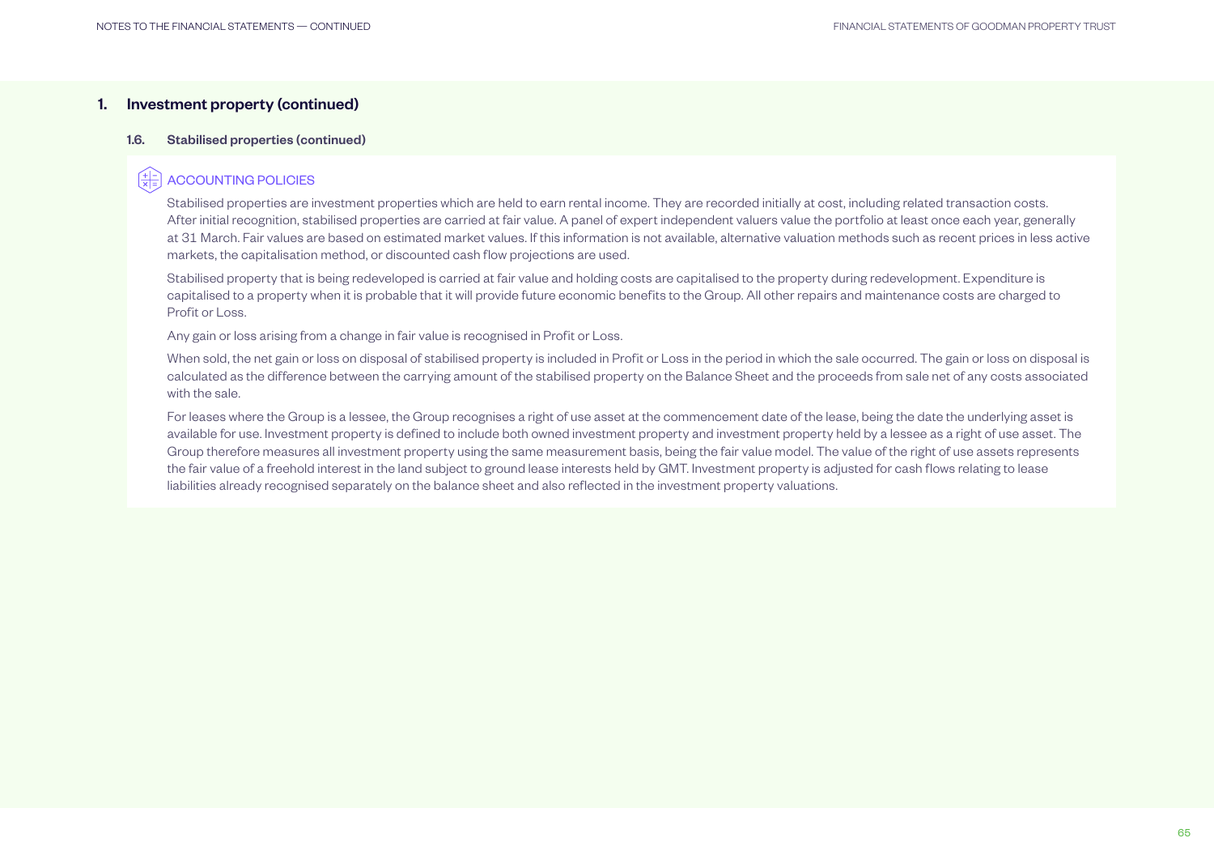## 1. Investment property (continued)

### 1.6. Stabilised properties (continued)

#### ACCOUNTING POLICIES

Stabilised properties are investment properties which are held to earn rental income. They are recorded initially at cost, including related transaction costs. After initial recognition, stabilised properties are carried at fair value. A panel of expert independent valuers value the portfolio at least once each year, generally at 31 March. Fair values are based on estimated market values. If this information is not available, alternative valuation methods such as recent prices in less active markets, the capitalisation method, or discounted cash flow projections are used.

Stabilised property that is being redeveloped is carried at fair value and holding costs are capitalised to the property during redevelopment. Expenditure is capitalised to a property when it is probable that it will provide future economic benefits to the Group. All other repairs and maintenance costs are charged to Profit or Loss.

Any gain or loss arising from a change in fair value is recognised in Profit or Loss.

When sold, the net gain or loss on disposal of stabilised property is included in Profit or Loss in the period in which the sale occurred. The gain or loss on disposal is calculated as the difference between the carrying amount of the stabilised property on the Balance Sheet and the proceeds from sale net of any costs associated with the sale.

For leases where the Group is a lessee, the Group recognises a right of use asset at the commencement date of the lease, being the date the underlying asset is available for use. Investment property is defined to include both owned investment property and investment property held by a lessee as a right of use asset. The Group therefore measures all investment property using the same measurement basis, being the fair value model. The value of the right of use assets represents the fair value of a freehold interest in the land subject to ground lease interests held by GMT. Investment property is adjusted for cash flows relating to lease liabilities already recognised separately on the balance sheet and also reflected in the investment property valuations.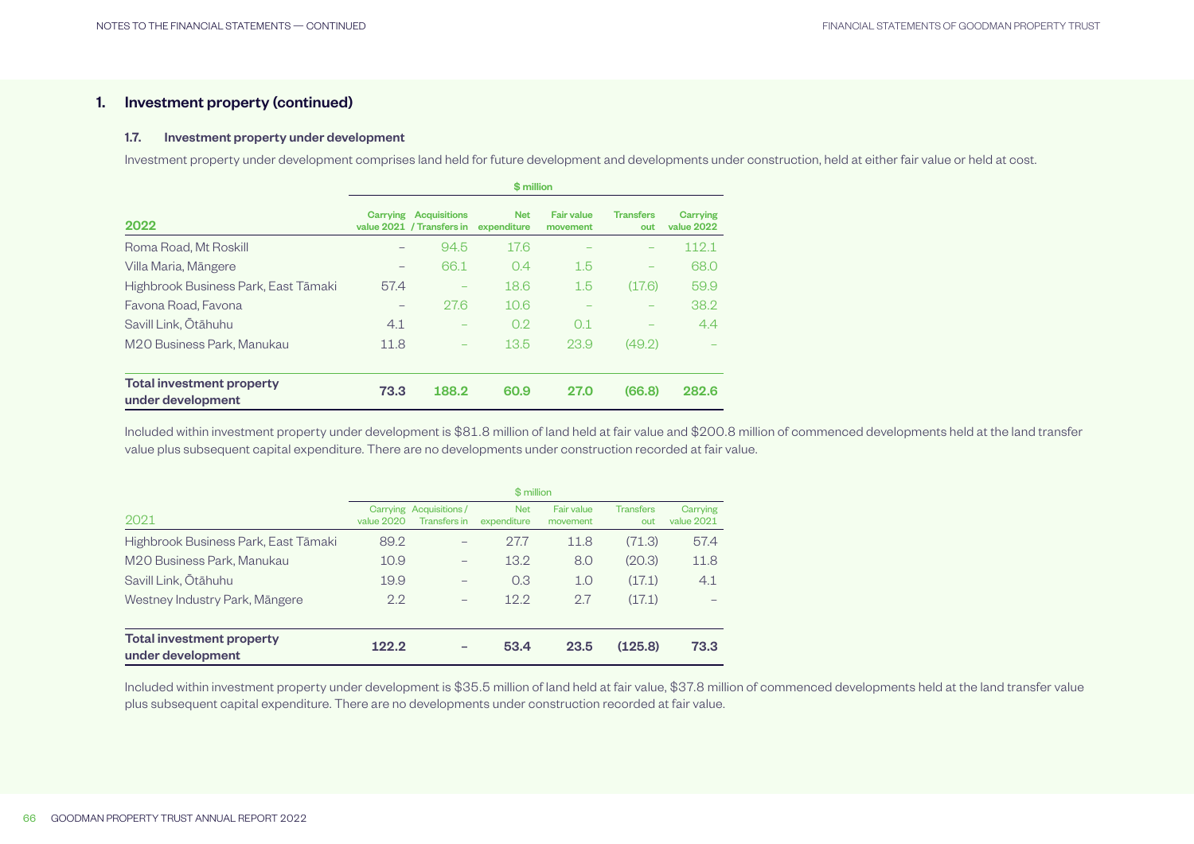## 1. Investment property (continued)

### 1.7. Investment property under development

Investment property under development comprises land held for future development and developments under construction, held at either fair value or held at cost.

| 2022 | $ million | | | | | |
|---|---|---|---|---|---|---|
| | Carrying value 2021 | Acquisitions / Transfers in | Net expenditure | Fair value movement | Transfers out | Carrying value 2022 |
| Roma Road, Mt Roskill | – | 94.5 | 17.6 | – | – | 112.1 |
| Villa Maria, Māngere | – | 66.1 | 0.4 | 1.5 | – | 68.0 |
| Highbrook Business Park, East Tāmaki | 57.4 | – | 18.6 | 1.5 | (17.6) | 59.9 |
| Favona Road, Favona | – | 27.6 | 10.6 | – | – | 38.2 |
| Savill Link, Ōtāhuhu | 4.1 | – | 0.2 | 0.1 | – | 4.4 |
| M20 Business Park, Manukau | 11.8 | – | 13.5 | 23.9 | (49.2) | – |
| **Total investment property under development** | **73.3** | **188.2** | **60.9** | **27.0** | **(66.8)** | **282.6** |

Included within investment property under development is $81.8 million of land held at fair value and $200.8 million of commenced developments held at the land transfer value plus subsequent capital expenditure. There are no developments under construction recorded at fair value.

| 2021 | $ million | | | | | |
|---|---|---|---|---|---|---|
| | Carrying value 2020 | Acquisitions / Transfers in | Net expenditure | Fair value movement | Transfers out | Carrying value 2021 |
| Highbrook Business Park, East Tāmaki | 89.2 | – | 27.7 | 11.8 | (71.3) | 57.4 |
| M20 Business Park, Manukau | 10.9 | – | 13.2 | 8.0 | (20.3) | 11.8 |
| Savill Link, Ōtāhuhu | 19.9 | – | 0.3 | 1.0 | (17.1) | 4.1 |
| Westney Industry Park, Māngere | 2.2 | – | 12.2 | 2.7 | (17.1) | – |
| **Total investment property under development** | **122.2** | **–** | **53.4** | **23.5** | **(125.8)** | **73.3** |

Included within investment property under development is $35.5 million of land held at fair value, $37.8 million of commenced developments held at the land transfer value plus subsequent capital expenditure. There are no developments under construction recorded at fair value.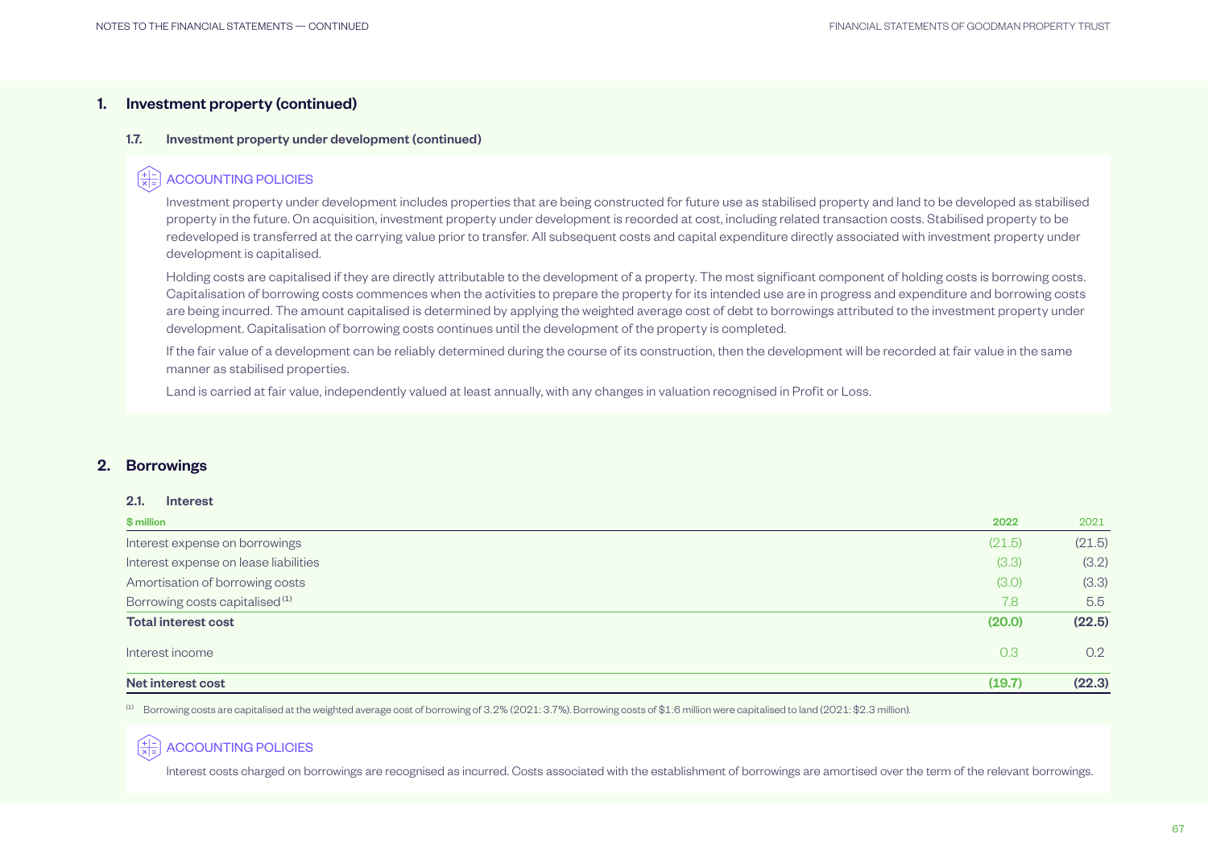## 1. Investment property (continued)

### 1.7. Investment property under development (continued)

ACCOUNTING POLICIES

Investment property under development includes properties that are being constructed for future use as stabilised property and land to be developed as stabilised property in the future. On acquisition, investment property under development is recorded at cost, including related transaction costs. Stabilised property to be redeveloped is transferred at the carrying value prior to transfer. All subsequent costs and capital expenditure directly associated with investment property under development is capitalised.

Holding costs are capitalised if they are directly attributable to the development of a property. The most significant component of holding costs is borrowing costs. Capitalisation of borrowing costs commences when the activities to prepare the property for its intended use are in progress and expenditure and borrowing costs are being incurred. The amount capitalised is determined by applying the weighted average cost of debt to borrowings attributed to the investment property under development. Capitalisation of borrowing costs continues until the development of the property is completed.

If the fair value of a development can be reliably determined during the course of its construction, then the development will be recorded at fair value in the same manner as stabilised properties.

Land is carried at fair value, independently valued at least annually, with any changes in valuation recognised in Profit or Loss.

## 2. Borrowings

### 2.1. Interest

| $ million | 2022 | 2021 |
|---|---|---|
| Interest expense on borrowings | (21.5) | (21.5) |
| Interest expense on lease liabilities | (3.3) | (3.2) |
| Amortisation of borrowing costs | (3.0) | (3.3) |
| Borrowing costs capitalised [1] | 7.8 | 5.5 |
| **Total interest cost** | **(20.0)** | **(22.5)** |
| Interest income | 0.3 | 0.2 |
| **Net interest cost** | **(19.7)** | **(22.3)** |

[1] Borrowing costs are capitalised at the weighted average cost of borrowing of 3.2% (2021: 3.7%). Borrowing costs of $1.6 million were capitalised to land (2021: $2.3 million).

ACCOUNTING POLICIES

Interest costs charged on borrowings are recognised as incurred. Costs associated with the establishment of borrowings are amortised over the term of the relevant borrowings.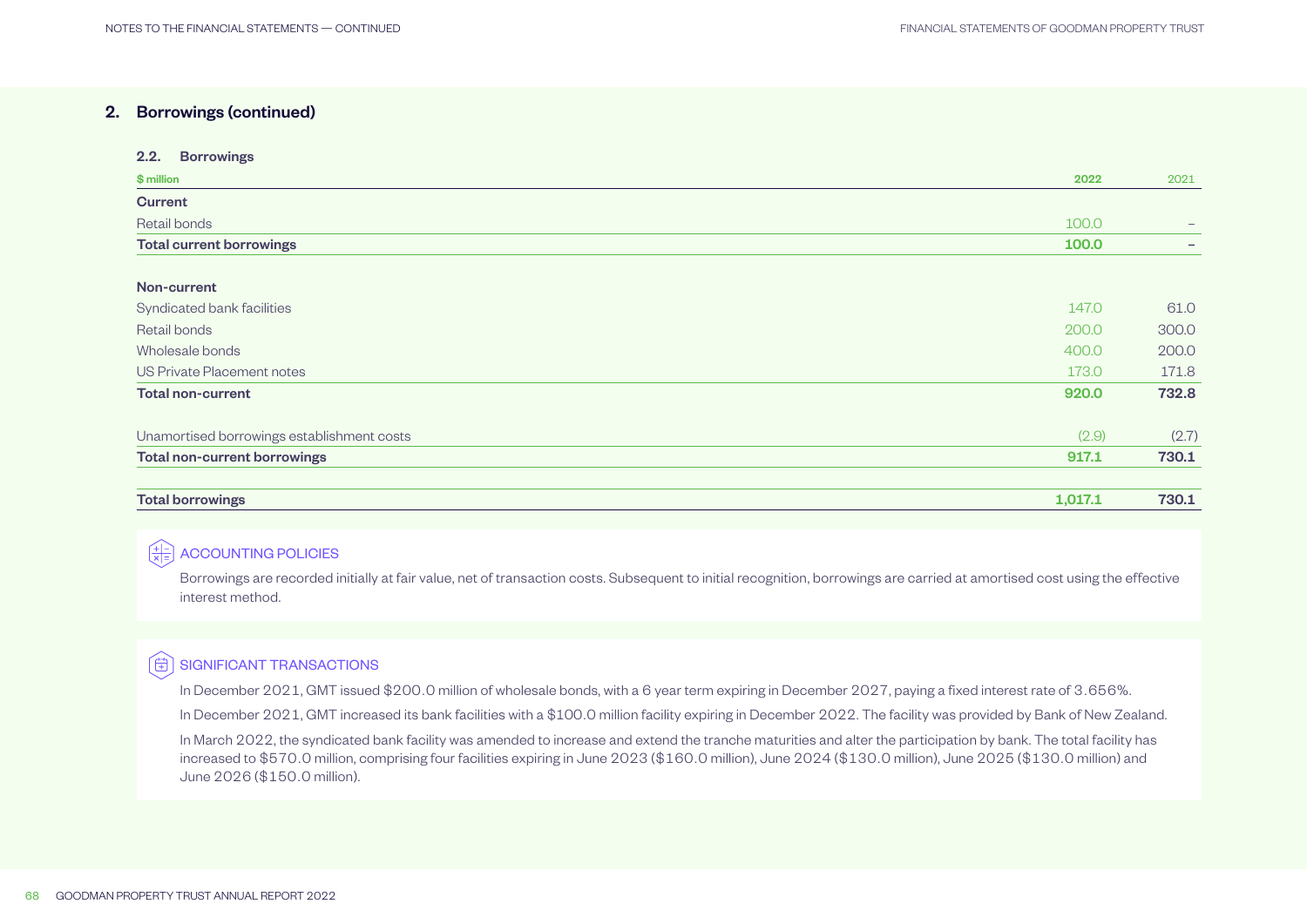## 2. Borrowings (continued)

### 2.2. Borrowings

| $ million | 2022 | 2021 |
|---|---|---|
| **Current** | | |
| Retail bonds | 100.0 | – |
| **Total current borrowings** | **100.0** | **–** |
| | | |
| **Non-current** | | |
| Syndicated bank facilities | 147.0 | 61.0 |
| Retail bonds | 200.0 | 300.0 |
| Wholesale bonds | 400.0 | 200.0 |
| US Private Placement notes | 173.0 | 171.8 |
| **Total non-current** | **920.0** | **732.8** |
| | | |
| Unamortised borrowings establishment costs | (2.9) | (2.7) |
| **Total non-current borrowings** | **917.1** | **730.1** |
| | | |
| **Total borrowings** | **1,017.1** | **730.1** |

#### ACCOUNTING POLICIES

Borrowings are recorded initially at fair value, net of transaction costs. Subsequent to initial recognition, borrowings are carried at amortised cost using the effective interest method.

#### SIGNIFICANT TRANSACTIONS

In December 2021, GMT issued $200.0 million of wholesale bonds, with a 6 year term expiring in December 2027, paying a fixed interest rate of 3.656%.

In December 2021, GMT increased its bank facilities with a $100.0 million facility expiring in December 2022. The facility was provided by Bank of New Zealand.

In March 2022, the syndicated bank facility was amended to increase and extend the tranche maturities and alter the participation by bank. The total facility has increased to $570.0 million, comprising four facilities expiring in June 2023 ($160.0 million), June 2024 ($130.0 million), June 2025 ($130.0 million) and June 2026 ($150.0 million).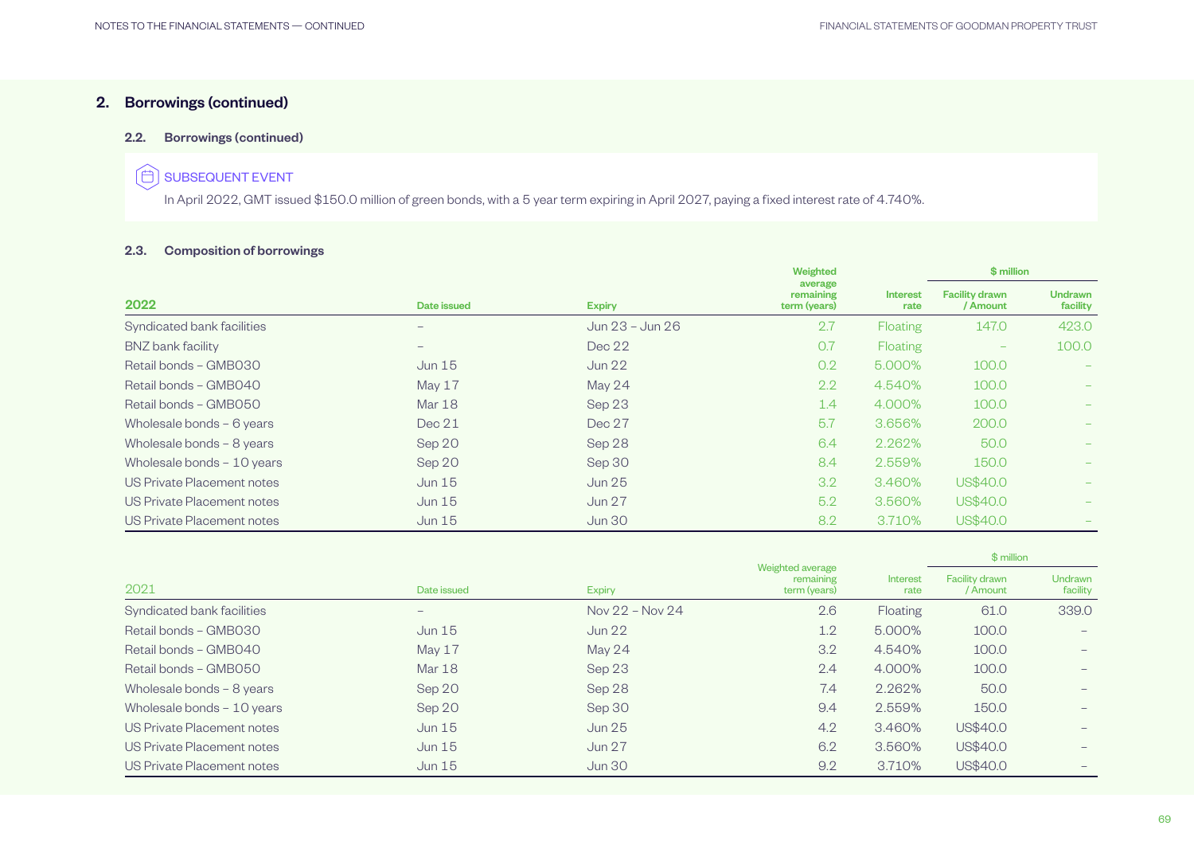## 2. Borrowings (continued)

### 2.2. Borrowings (continued)

SUBSEQUENT EVENT

In April 2022, GMT issued $150.0 million of green bonds, with a 5 year term expiring in April 2027, paying a fixed interest rate of 4.740%.

### 2.3. Composition of borrowings

| 2022 | Date issued | Expiry | Weighted average remaining term (years) | Interest rate | $ million | |
|---|---|---|---|---|---|---|
| | | | | | Facility drawn / Amount | Undrawn facility |
| Syndicated bank facilities | – | Jun 23 – Jun 26 | 2.7 | Floating | 147.0 | 423.0 |
| BNZ bank facility | – | Dec 22 | 0.7 | Floating | – | 100.0 |
| Retail bonds – GMB030 | Jun 15 | Jun 22 | 0.2 | 5.000% | 100.0 | – |
| Retail bonds – GMB040 | May 17 | May 24 | 2.2 | 4.540% | 100.0 | – |
| Retail bonds – GMB050 | Mar 18 | Sep 23 | 1.4 | 4.000% | 100.0 | – |
| Wholesale bonds – 6 years | Dec 21 | Dec 27 | 5.7 | 3.656% | 200.0 | – |
| Wholesale bonds – 8 years | Sep 20 | Sep 28 | 6.4 | 2.262% | 50.0 | – |
| Wholesale bonds – 10 years | Sep 20 | Sep 30 | 8.4 | 2.559% | 150.0 | – |
| US Private Placement notes | Jun 15 | Jun 25 | 3.2 | 3.460% | US$40.0 | – |
| US Private Placement notes | Jun 15 | Jun 27 | 5.2 | 3.560% | US$40.0 | – |
| US Private Placement notes | Jun 15 | Jun 30 | 8.2 | 3.710% | US$40.0 | – |

| 2021 | Date issued | Expiry | Weighted average remaining term (years) | Interest rate | $ million | |
|---|---|---|---|---|---|---|
| | | | | | Facility drawn / Amount | Undrawn facility |
| Syndicated bank facilities | – | Nov 22 – Nov 24 | 2.6 | Floating | 61.0 | 339.0 |
| Retail bonds – GMB030 | Jun 15 | Jun 22 | 1.2 | 5.000% | 100.0 | – |
| Retail bonds – GMB040 | May 17 | May 24 | 3.2 | 4.540% | 100.0 | – |
| Retail bonds – GMB050 | Mar 18 | Sep 23 | 2.4 | 4.000% | 100.0 | – |
| Wholesale bonds – 8 years | Sep 20 | Sep 28 | 7.4 | 2.262% | 50.0 | – |
| Wholesale bonds – 10 years | Sep 20 | Sep 30 | 9.4 | 2.559% | 150.0 | – |
| US Private Placement notes | Jun 15 | Jun 25 | 4.2 | 3.460% | US$40.0 | – |
| US Private Placement notes | Jun 15 | Jun 27 | 6.2 | 3.560% | US$40.0 | – |
| US Private Placement notes | Jun 15 | Jun 30 | 9.2 | 3.710% | US$40.0 | – |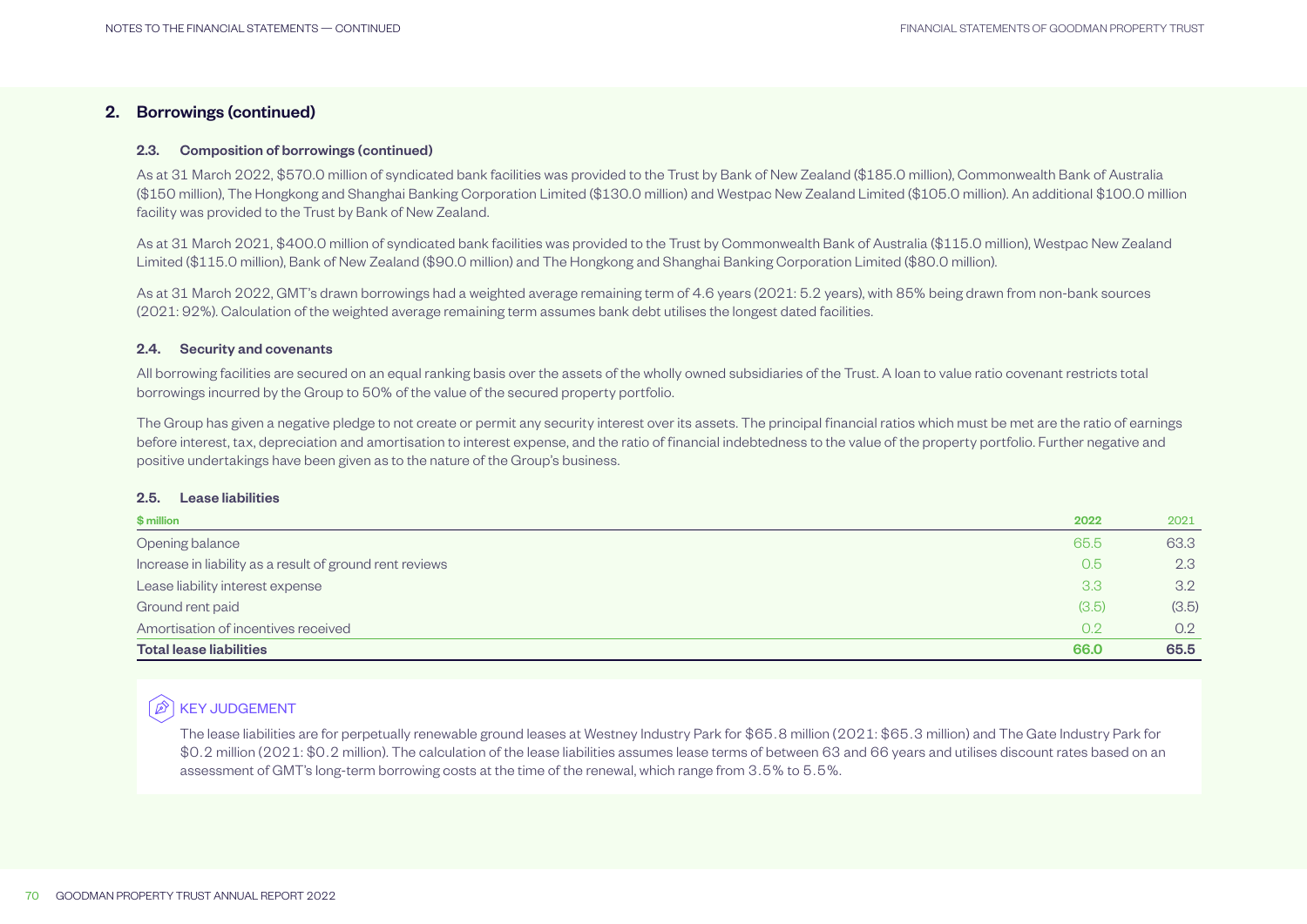## 2. Borrowings (continued)

### 2.3. Composition of borrowings (continued)

As at 31 March 2022, $570.0 million of syndicated bank facilities was provided to the Trust by Bank of New Zealand ($185.0 million), Commonwealth Bank of Australia ($150 million), The Hongkong and Shanghai Banking Corporation Limited ($130.0 million) and Westpac New Zealand Limited ($105.0 million). An additional $100.0 million facility was provided to the Trust by Bank of New Zealand.

As at 31 March 2021, $400.0 million of syndicated bank facilities was provided to the Trust by Commonwealth Bank of Australia ($115.0 million), Westpac New Zealand Limited ($115.0 million), Bank of New Zealand ($90.0 million) and The Hongkong and Shanghai Banking Corporation Limited ($80.0 million).

As at 31 March 2022, GMT's drawn borrowings had a weighted average remaining term of 4.6 years (2021: 5.2 years), with 85% being drawn from non-bank sources (2021: 92%). Calculation of the weighted average remaining term assumes bank debt utilises the longest dated facilities.

### 2.4. Security and covenants

All borrowing facilities are secured on an equal ranking basis over the assets of the wholly owned subsidiaries of the Trust. A loan to value ratio covenant restricts total borrowings incurred by the Group to 50% of the value of the secured property portfolio.

The Group has given a negative pledge to not create or permit any security interest over its assets. The principal financial ratios which must be met are the ratio of earnings before interest, tax, depreciation and amortisation to interest expense, and the ratio of financial indebtedness to the value of the property portfolio. Further negative and positive undertakings have been given as to the nature of the Group's business.

### 2.5. Lease liabilities

| $ million | 2022 | 2021 |
|---|---|---|
| Opening balance | 65.5 | 63.3 |
| Increase in liability as a result of ground rent reviews | 0.5 | 2.3 |
| Lease liability interest expense | 3.3 | 3.2 |
| Ground rent paid | (3.5) | (3.5) |
| Amortisation of incentives received | 0.2 | 0.2 |
| **Total lease liabilities** | **66.0** | **65.5** |

**KEY JUDGEMENT**

The lease liabilities are for perpetually renewable ground leases at Westney Industry Park for $65.8 million (2021: $65.3 million) and The Gate Industry Park for $0.2 million (2021: $0.2 million). The calculation of the lease liabilities assumes lease terms of between 63 and 66 years and utilises discount rates based on an assessment of GMT's long-term borrowing costs at the time of the renewal, which range from 3.5% to 5.5%.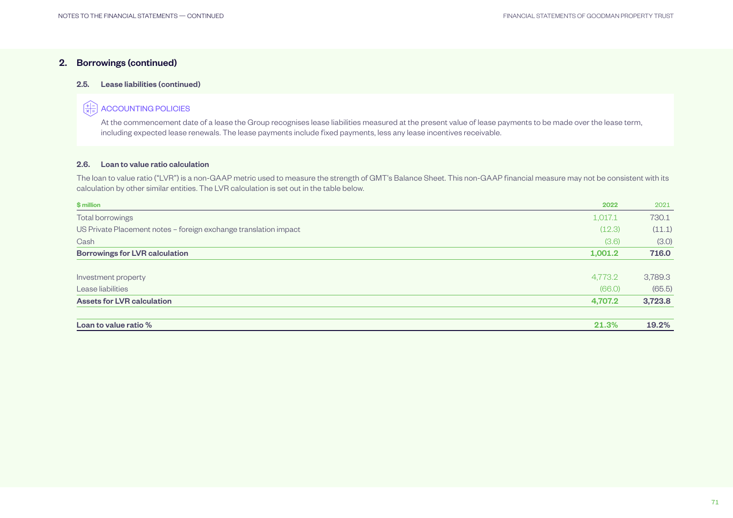## 2. Borrowings (continued)

### 2.5. Lease liabilities (continued)

ACCOUNTING POLICIES

At the commencement date of a lease the Group recognises lease liabilities measured at the present value of lease payments to be made over the lease term, including expected lease renewals. The lease payments include fixed payments, less any lease incentives receivable.

### 2.6. Loan to value ratio calculation

The loan to value ratio ("LVR") is a non-GAAP metric used to measure the strength of GMT's Balance Sheet. This non-GAAP financial measure may not be consistent with its calculation by other similar entities. The LVR calculation is set out in the table below.

| $ million | 2022 | 2021 |
|---|---|---|
| Total borrowings | 1,017.1 | 730.1 |
| US Private Placement notes – foreign exchange translation impact | (12.3) | (11.1) |
| Cash | (3.6) | (3.0) |
| **Borrowings for LVR calculation** | **1,001.2** | **716.0** |
| | | |
| Investment property | 4,773.2 | 3,789.3 |
| Lease liabilities | (66.0) | (65.5) |
| **Assets for LVR calculation** | **4,707.2** | **3,723.8** |
| | | |
| **Loan to value ratio %** | **21.3%** | **19.2%** |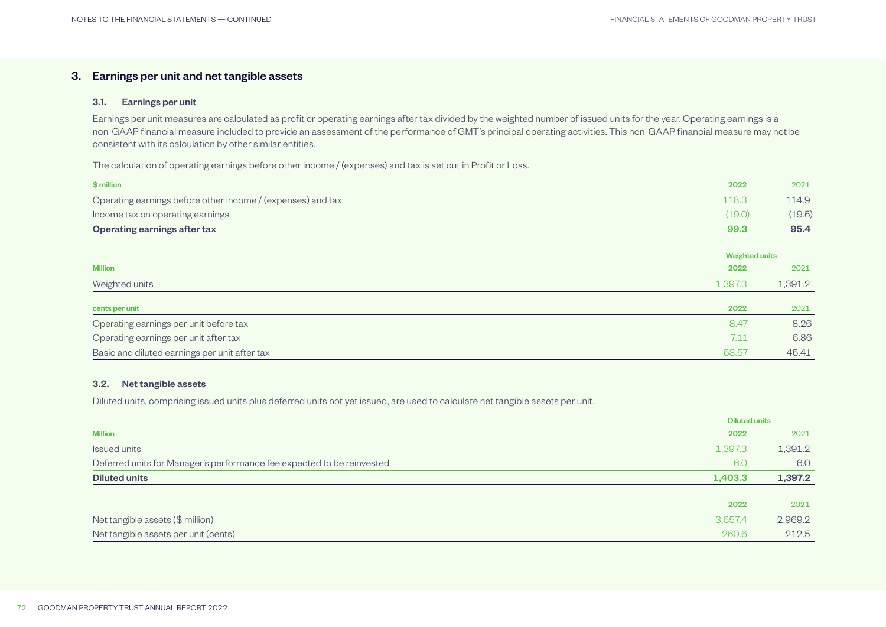## 3. Earnings per unit and net tangible assets

### 3.1. Earnings per unit

Earnings per unit measures are calculated as profit or operating earnings after tax divided by the weighted number of issued units for the year. Operating earnings is a non-GAAP financial measure included to provide an assessment of the performance of GMT's principal operating activities. This non-GAAP financial measure may not be consistent with its calculation by other similar entities.

The calculation of operating earnings before other income / (expenses) and tax is set out in Profit or Loss.

| $ million | 2022 | 2021 |
|---|---|---|
| Operating earnings before other income / (expenses) and tax | 118.3 | 114.9 |
| Income tax on operating earnings | (19.0) | (19.5) |
| **Operating earnings after tax** | **99.3** | **95.4** |

| | Weighted units | |
|---|---|---|
| Million | 2022 | 2021 |
| Weighted units | 1,397.3 | 1,391.2 |

| cents per unit | 2022 | 2021 |
|---|---|---|
| Operating earnings per unit before tax | 8.47 | 8.26 |
| Operating earnings per unit after tax | 7.11 | 6.86 |
| Basic and diluted earnings per unit after tax | 53.57 | 45.41 |

### 3.2. Net tangible assets

Diluted units, comprising issued units plus deferred units not yet issued, are used to calculate net tangible assets per unit.

| | Diluted units | |
|---|---|---|
| Million | 2022 | 2021 |
| Issued units | 1,397.3 | 1,391.2 |
| Deferred units for Manager's performance fee expected to be reinvested | 6.0 | 6.0 |
| **Diluted units** | **1,403.3** | **1,397.2** |

| | 2022 | 2021 |
|---|---|---|
| Net tangible assets ($ million) | 3,657.4 | 2,969.2 |
| Net tangible assets per unit (cents) | 260.6 | 212.5 |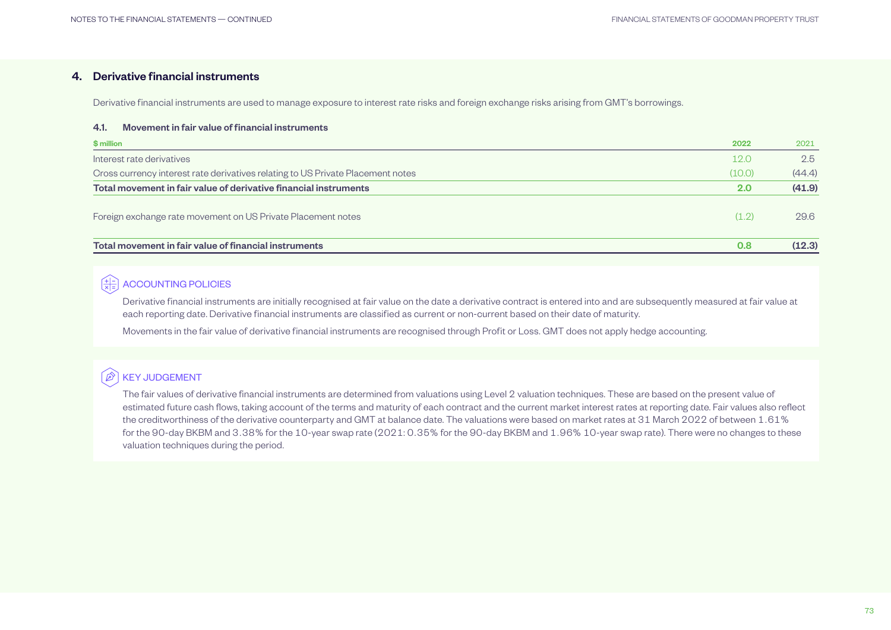## 4. Derivative financial instruments

Derivative financial instruments are used to manage exposure to interest rate risks and foreign exchange risks arising from GMT's borrowings.

### 4.1. Movement in fair value of financial instruments

| $ million | 2022 | 2021 |
|---|---|---|
| Interest rate derivatives | 12.0 | 2.5 |
| Cross currency interest rate derivatives relating to US Private Placement notes | (10.0) | (44.4) |
| **Total movement in fair value of derivative financial instruments** | **2.0** | **(41.9)** |
| Foreign exchange rate movement on US Private Placement notes | (1.2) | 29.6 |
| **Total movement in fair value of financial instruments** | **0.8** | **(12.3)** |

#### ACCOUNTING POLICIES

Derivative financial instruments are initially recognised at fair value on the date a derivative contract is entered into and are subsequently measured at fair value at each reporting date. Derivative financial instruments are classified as current or non-current based on their date of maturity.

Movements in the fair value of derivative financial instruments are recognised through Profit or Loss. GMT does not apply hedge accounting.

#### KEY JUDGEMENT

The fair values of derivative financial instruments are determined from valuations using Level 2 valuation techniques. These are based on the present value of estimated future cash flows, taking account of the terms and maturity of each contract and the current market interest rates at reporting date. Fair values also reflect the creditworthiness of the derivative counterparty and GMT at balance date. The valuations were based on market rates at 31 March 2022 of between 1.61% for the 90-day BKBM and 3.38% for the 10-year swap rate (2021: 0.35% for the 90-day BKBM and 1.96% 10-year swap rate). There were no changes to these valuation techniques during the period.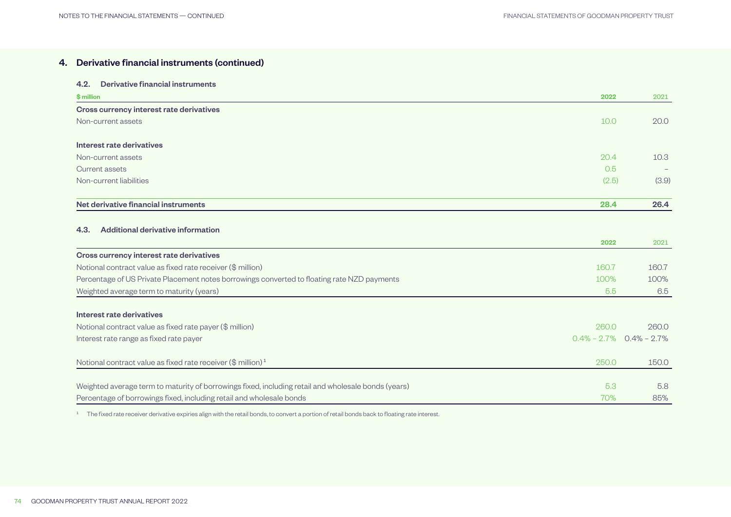## 4. Derivative financial instruments (continued)

### 4.2. Derivative financial instruments

| $ million | 2022 | 2021 |
|---|---|---|
| **Cross currency interest rate derivatives** | | |
| Non-current assets | 10.0 | 20.0 |
| **Interest rate derivatives** | | |
| Non-current assets | 20.4 | 10.3 |
| Current assets | 0.5 | – |
| Non-current liabilities | (2.5) | (3.9) |
| **Net derivative financial instruments** | **28.4** | **26.4** |

### 4.3. Additional derivative information

| | 2022 | 2021 |
|---|---|---|
| **Cross currency interest rate derivatives** | | |
| Notional contract value as fixed rate receiver ($ million) | 160.7 | 160.7 |
| Percentage of US Private Placement notes borrowings converted to floating rate NZD payments | 100% | 100% |
| Weighted average term to maturity (years) | 5.5 | 6.5 |
| **Interest rate derivatives** | | |
| Notional contract value as fixed rate payer ($ million) | 260.0 | 260.0 |
| Interest rate range as fixed rate payer | 0.4% – 2.7% | 0.4% – 2.7% |
| Notional contract value as fixed rate receiver ($ million)[1] | 250.0 | 150.0 |
| Weighted average term to maturity of borrowings fixed, including retail and wholesale bonds (years) | 5.3 | 5.8 |
| Percentage of borrowings fixed, including retail and wholesale bonds | 70% | 85% |

[1] The fixed rate receiver derivative expiries align with the retail bonds, to convert a portion of retail bonds back to floating rate interest.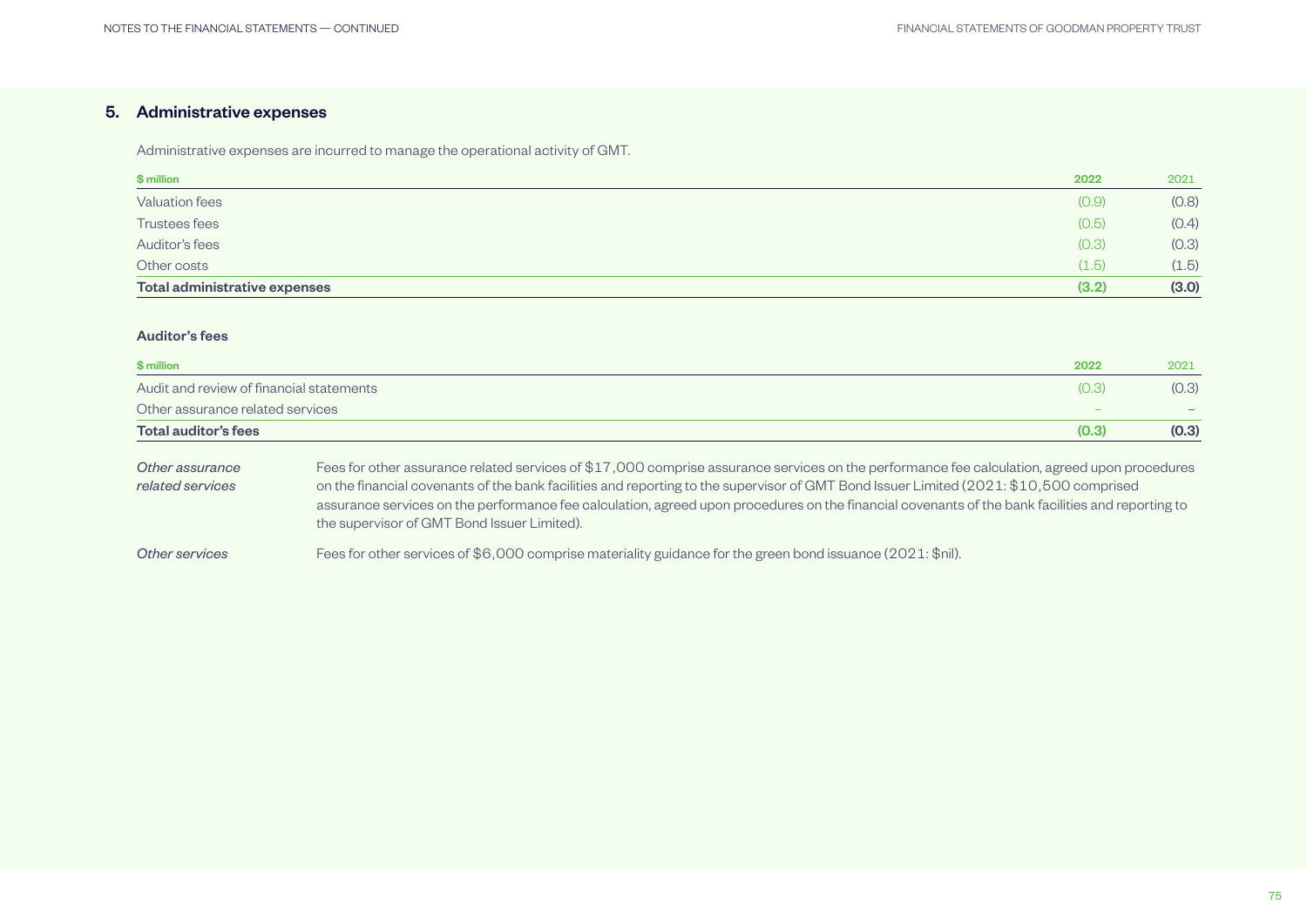## 5. Administrative expenses

Administrative expenses are incurred to manage the operational activity of GMT.

| $ million | 2022 | 2021 |
|---|---|---|
| Valuation fees | (0.9) | (0.8) |
| Trustees fees | (0.5) | (0.4) |
| Auditor's fees | (0.3) | (0.3) |
| Other costs | (1.5) | (1.5) |
| **Total administrative expenses** | **(3.2)** | **(3.0)** |

### Auditor's fees

| $ million | 2022 | 2021 |
|---|---|---|
| Audit and review of financial statements | (0.3) | (0.3) |
| Other assurance related services | – | – |
| **Total auditor's fees** | **(0.3)** | **(0.3)** |

*Other assurance related services* — Fees for other assurance related services of $17,000 comprise assurance services on the performance fee calculation, agreed upon procedures on the financial covenants of the bank facilities and reporting to the supervisor of GMT Bond Issuer Limited (2021: $10,500 comprised assurance services on the performance fee calculation, agreed upon procedures on the financial covenants of the bank facilities and reporting to the supervisor of GMT Bond Issuer Limited).

*Other services* — Fees for other services of $6,000 comprise materiality guidance for the green bond issuance (2021: $nil).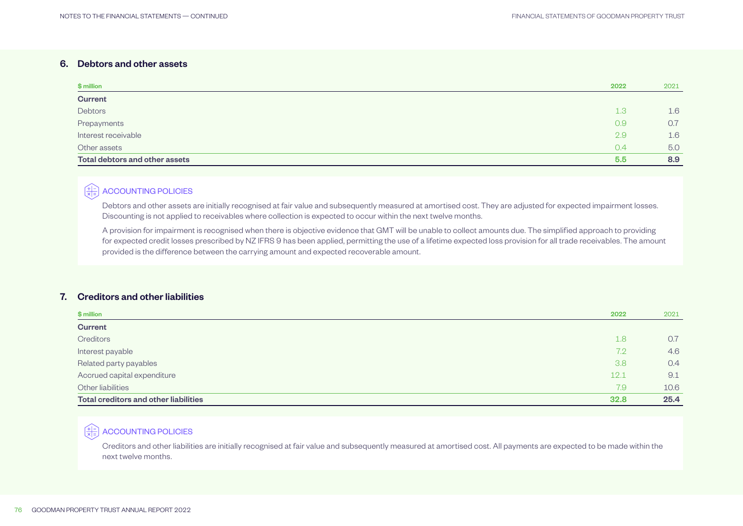## 6. Debtors and other assets

| $ million | 2022 | 2021 |
|---|---|---|
| **Current** | | |
| Debtors | 1.3 | 1.6 |
| Prepayments | 0.9 | 0.7 |
| Interest receivable | 2.9 | 1.6 |
| Other assets | 0.4 | 5.0 |
| **Total debtors and other assets** | **5.5** | **8.9** |

### ACCOUNTING POLICIES

Debtors and other assets are initially recognised at fair value and subsequently measured at amortised cost. They are adjusted for expected impairment losses. Discounting is not applied to receivables where collection is expected to occur within the next twelve months.

A provision for impairment is recognised when there is objective evidence that GMT will be unable to collect amounts due. The simplified approach to providing for expected credit losses prescribed by NZ IFRS 9 has been applied, permitting the use of a lifetime expected loss provision for all trade receivables. The amount provided is the difference between the carrying amount and expected recoverable amount.

## 7. Creditors and other liabilities

| $ million | 2022 | 2021 |
|---|---|---|
| **Current** | | |
| Creditors | 1.8 | 0.7 |
| Interest payable | 7.2 | 4.6 |
| Related party payables | 3.8 | 0.4 |
| Accrued capital expenditure | 12.1 | 9.1 |
| Other liabilities | 7.9 | 10.6 |
| **Total creditors and other liabilities** | **32.8** | **25.4** |

### ACCOUNTING POLICIES

Creditors and other liabilities are initially recognised at fair value and subsequently measured at amortised cost. All payments are expected to be made within the next twelve months.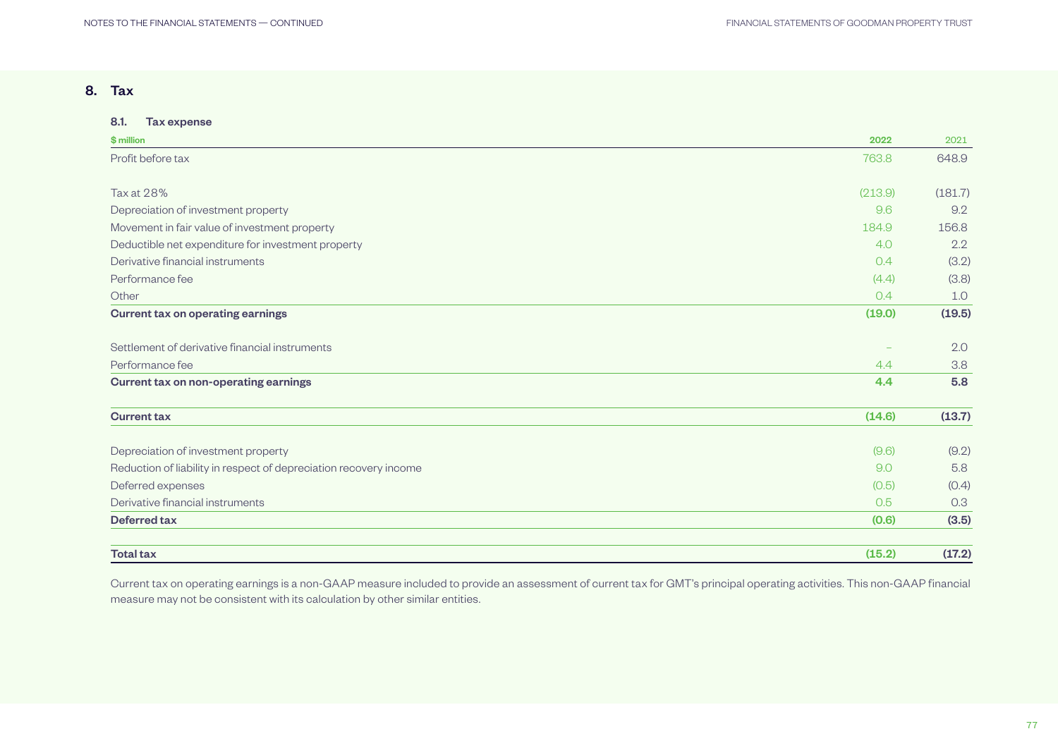## 8. Tax

### 8.1. Tax expense

| $ million | 2022 | 2021 |
|---|---|---|
| Profit before tax | 763.8 | 648.9 |
| | | |
| Tax at 28% | (213.9) | (181.7) |
| Depreciation of investment property | 9.6 | 9.2 |
| Movement in fair value of investment property | 184.9 | 156.8 |
| Deductible net expenditure for investment property | 4.0 | 2.2 |
| Derivative financial instruments | 0.4 | (3.2) |
| Performance fee | (4.4) | (3.8) |
| Other | 0.4 | 1.0 |
| **Current tax on operating earnings** | **(19.0)** | **(19.5)** |
| | | |
| Settlement of derivative financial instruments | – | 2.0 |
| Performance fee | 4.4 | 3.8 |
| **Current tax on non-operating earnings** | **4.4** | **5.8** |
| | | |
| **Current tax** | **(14.6)** | **(13.7)** |
| | | |
| Depreciation of investment property | (9.6) | (9.2) |
| Reduction of liability in respect of depreciation recovery income | 9.0 | 5.8 |
| Deferred expenses | (0.5) | (0.4) |
| Derivative financial instruments | 0.5 | 0.3 |
| **Deferred tax** | **(0.6)** | **(3.5)** |
| | | |
| **Total tax** | **(15.2)** | **(17.2)** |

Current tax on operating earnings is a non-GAAP measure included to provide an assessment of current tax for GMT's principal operating activities. This non-GAAP financial measure may not be consistent with its calculation by other similar entities.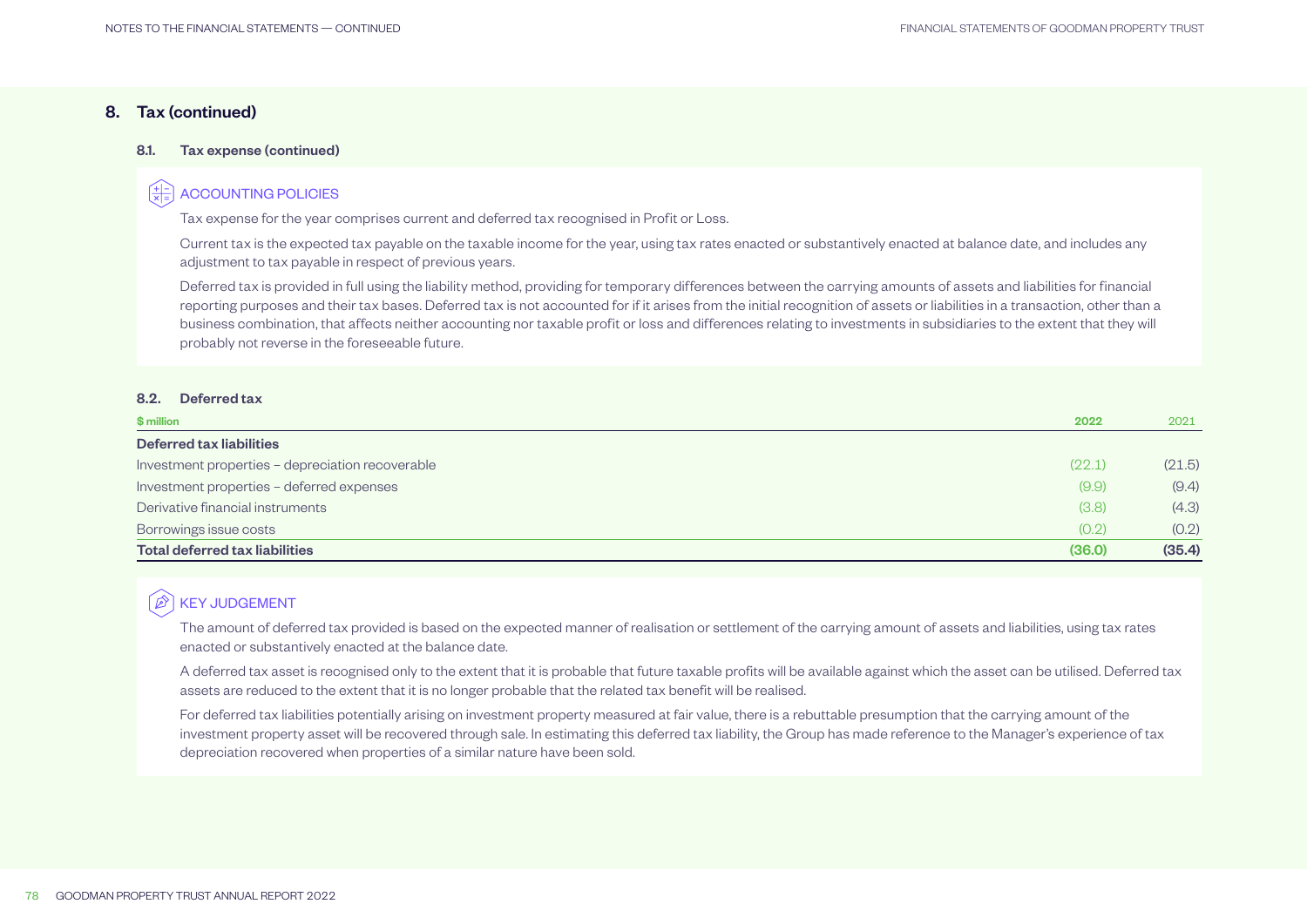## 8. Tax (continued)

### 8.1. Tax expense (continued)

**ACCOUNTING POLICIES**

Tax expense for the year comprises current and deferred tax recognised in Profit or Loss.

Current tax is the expected tax payable on the taxable income for the year, using tax rates enacted or substantively enacted at balance date, and includes any adjustment to tax payable in respect of previous years.

Deferred tax is provided in full using the liability method, providing for temporary differences between the carrying amounts of assets and liabilities for financial reporting purposes and their tax bases. Deferred tax is not accounted for if it arises from the initial recognition of assets or liabilities in a transaction, other than a business combination, that affects neither accounting nor taxable profit or loss and differences relating to investments in subsidiaries to the extent that they will probably not reverse in the foreseeable future.

### 8.2. Deferred tax

| $ million | 2022 | 2021 |
|---|---|---|
| **Deferred tax liabilities** | | |
| Investment properties – depreciation recoverable | (22.1) | (21.5) |
| Investment properties – deferred expenses | (9.9) | (9.4) |
| Derivative financial instruments | (3.8) | (4.3) |
| Borrowings issue costs | (0.2) | (0.2) |
| **Total deferred tax liabilities** | **(36.0)** | **(35.4)** |

**KEY JUDGEMENT**

The amount of deferred tax provided is based on the expected manner of realisation or settlement of the carrying amount of assets and liabilities, using tax rates enacted or substantively enacted at the balance date.

A deferred tax asset is recognised only to the extent that it is probable that future taxable profits will be available against which the asset can be utilised. Deferred tax assets are reduced to the extent that it is no longer probable that the related tax benefit will be realised.

For deferred tax liabilities potentially arising on investment property measured at fair value, there is a rebuttable presumption that the carrying amount of the investment property asset will be recovered through sale. In estimating this deferred tax liability, the Group has made reference to the Manager's experience of tax depreciation recovered when properties of a similar nature have been sold.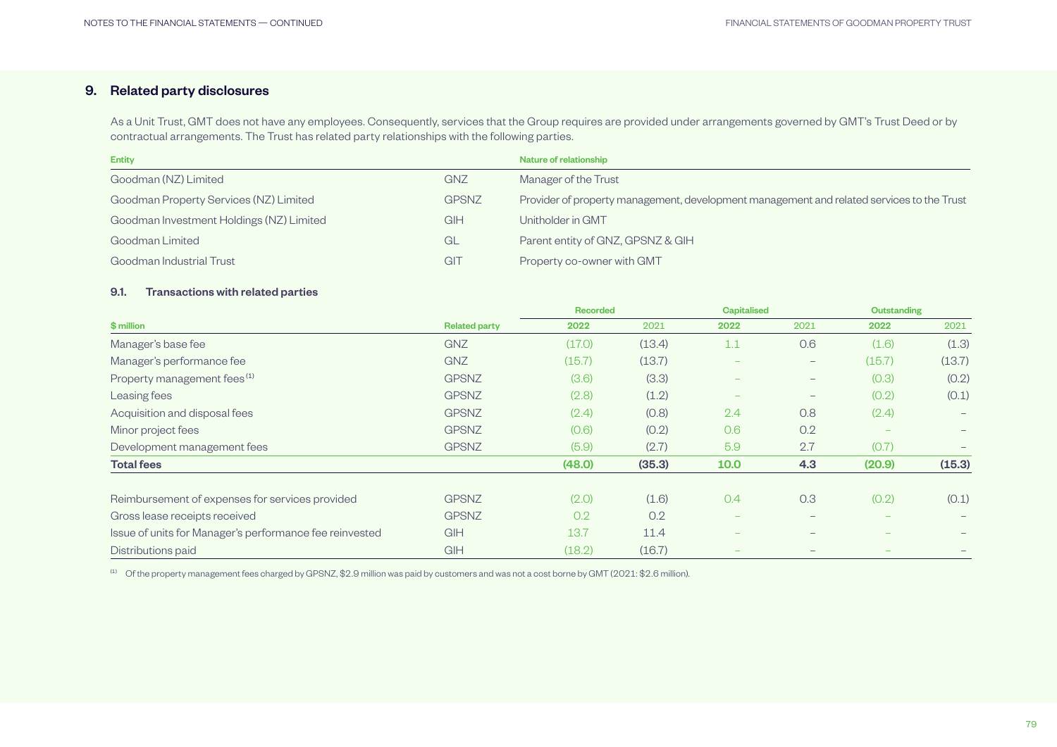## 9. Related party disclosures

As a Unit Trust, GMT does not have any employees. Consequently, services that the Group requires are provided under arrangements governed by GMT's Trust Deed or by contractual arrangements. The Trust has related party relationships with the following parties.

| Entity | | Nature of relationship |
|---|---|---|
| Goodman (NZ) Limited | GNZ | Manager of the Trust |
| Goodman Property Services (NZ) Limited | GPSNZ | Provider of property management, development management and related services to the Trust |
| Goodman Investment Holdings (NZ) Limited | GIH | Unitholder in GMT |
| Goodman Limited | GL | Parent entity of GNZ, GPSNZ & GIH |
| Goodman Industrial Trust | GIT | Property co-owner with GMT |

### 9.1. Transactions with related parties

| | | Recorded | | Capitalised | | Outstanding | |
|---|---|---|---|---|---|---|---|
| **$ million** | **Related party** | **2022** | 2021 | **2022** | 2021 | **2022** | 2021 |
| Manager's base fee | GNZ | (17.0) | (13.4) | 1.1 | 0.6 | (1.6) | (1.3) |
| Manager's performance fee | GNZ | (15.7) | (13.7) | – | – | (15.7) | (13.7) |
| Property management fees [1] | GPSNZ | (3.6) | (3.3) | – | – | (0.3) | (0.2) |
| Leasing fees | GPSNZ | (2.8) | (1.2) | – | – | (0.2) | (0.1) |
| Acquisition and disposal fees | GPSNZ | (2.4) | (0.8) | 2.4 | 0.8 | (2.4) | – |
| Minor project fees | GPSNZ | (0.6) | (0.2) | 0.6 | 0.2 | – | – |
| Development management fees | GPSNZ | (5.9) | (2.7) | 5.9 | 2.7 | (0.7) | – |
| **Total fees** | | **(48.0)** | **(35.3)** | **10.0** | **4.3** | **(20.9)** | **(15.3)** |
| | | | | | | | |
| Reimbursement of expenses for services provided | GPSNZ | (2.0) | (1.6) | 0.4 | 0.3 | (0.2) | (0.1) |
| Gross lease receipts received | GPSNZ | 0.2 | 0.2 | – | – | – | – |
| Issue of units for Manager's performance fee reinvested | GIH | 13.7 | 11.4 | – | – | – | – |
| Distributions paid | GIH | (18.2) | (16.7) | – | – | – | – |

[1] Of the property management fees charged by GPSNZ, $2.9 million was paid by customers and was not a cost borne by GMT (2021: $2.6 million).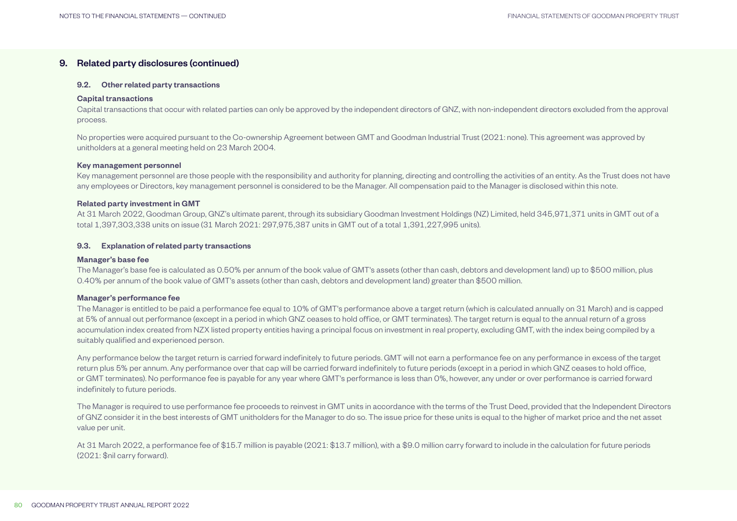## 9. Related party disclosures (continued)

### 9.2. Other related party transactions

**Capital transactions**

Capital transactions that occur with related parties can only be approved by the independent directors of GNZ, with non-independent directors excluded from the approval process.

No properties were acquired pursuant to the Co-ownership Agreement between GMT and Goodman Industrial Trust (2021: none). This agreement was approved by unitholders at a general meeting held on 23 March 2004.

**Key management personnel**

Key management personnel are those people with the responsibility and authority for planning, directing and controlling the activities of an entity. As the Trust does not have any employees or Directors, key management personnel is considered to be the Manager. All compensation paid to the Manager is disclosed within this note.

**Related party investment in GMT**

At 31 March 2022, Goodman Group, GNZ's ultimate parent, through its subsidiary Goodman Investment Holdings (NZ) Limited, held 345,971,371 units in GMT out of a total 1,397,303,338 units on issue (31 March 2021: 297,975,387 units in GMT out of a total 1,391,227,995 units).

### 9.3. Explanation of related party transactions

**Manager's base fee**

The Manager's base fee is calculated as 0.50% per annum of the book value of GMT's assets (other than cash, debtors and development land) up to $500 million, plus 0.40% per annum of the book value of GMT's assets (other than cash, debtors and development land) greater than $500 million.

**Manager's performance fee**

The Manager is entitled to be paid a performance fee equal to 10% of GMT's performance above a target return (which is calculated annually on 31 March) and is capped at 5% of annual out performance (except in a period in which GNZ ceases to hold office, or GMT terminates). The target return is equal to the annual return of a gross accumulation index created from NZX listed property entities having a principal focus on investment in real property, excluding GMT, with the index being compiled by a suitably qualified and experienced person.

Any performance below the target return is carried forward indefinitely to future periods. GMT will not earn a performance fee on any performance in excess of the target return plus 5% per annum. Any performance over that cap will be carried forward indefinitely to future periods (except in a period in which GNZ ceases to hold office, or GMT terminates). No performance fee is payable for any year where GMT's performance is less than 0%, however, any under or over performance is carried forward indefinitely to future periods.

The Manager is required to use performance fee proceeds to reinvest in GMT units in accordance with the terms of the Trust Deed, provided that the Independent Directors of GNZ consider it in the best interests of GMT unitholders for the Manager to do so. The issue price for these units is equal to the higher of market price and the net asset value per unit.

At 31 March 2022, a performance fee of $15.7 million is payable (2021: $13.7 million), with a $9.0 million carry forward to include in the calculation for future periods (2021: $nil carry forward).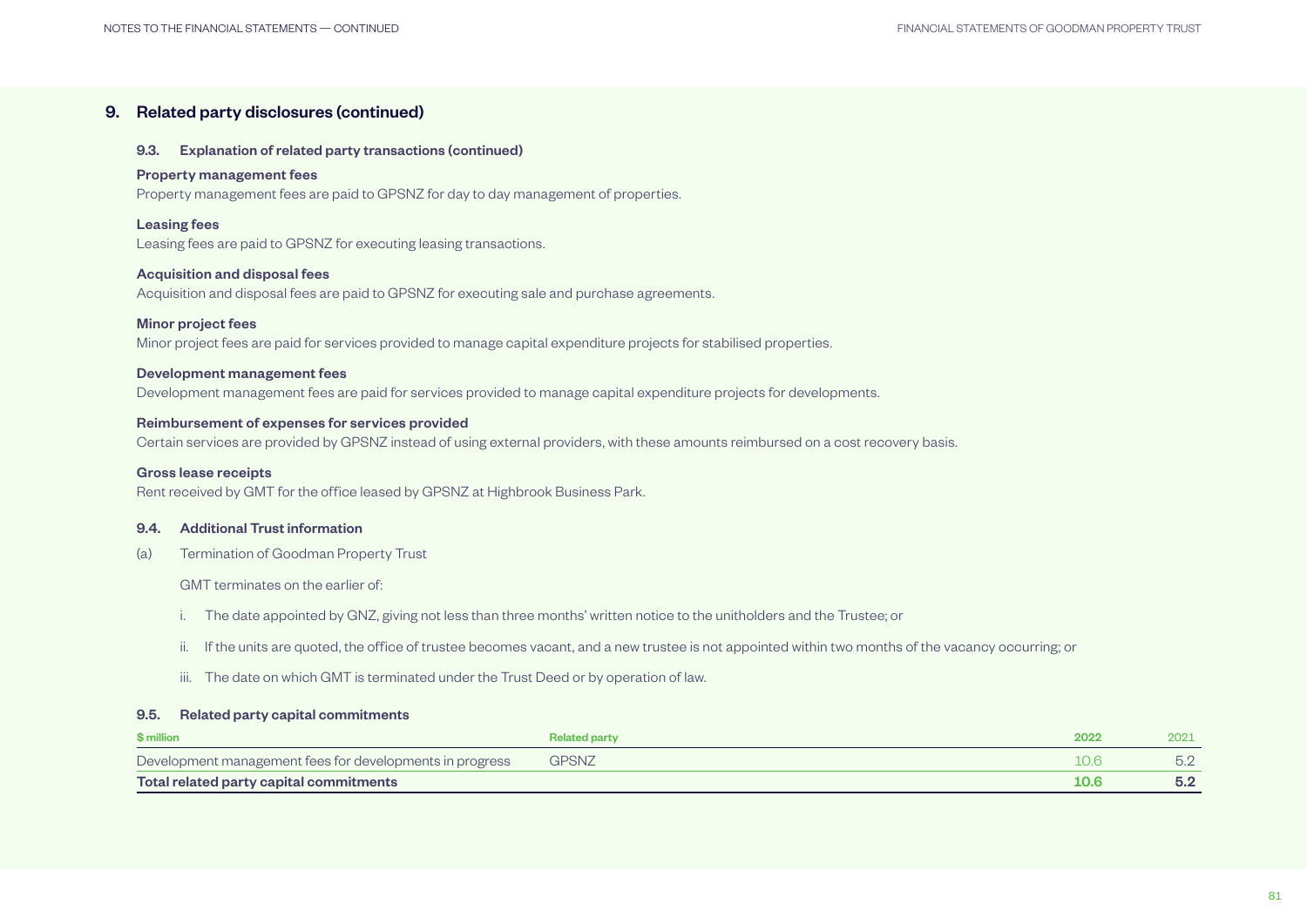## 9. Related party disclosures (continued)

### 9.3. Explanation of related party transactions (continued)

**Property management fees**

Property management fees are paid to GPSNZ for day to day management of properties.

**Leasing fees**

Leasing fees are paid to GPSNZ for executing leasing transactions.

**Acquisition and disposal fees**

Acquisition and disposal fees are paid to GPSNZ for executing sale and purchase agreements.

**Minor project fees**

Minor project fees are paid for services provided to manage capital expenditure projects for stabilised properties.

**Development management fees**

Development management fees are paid for services provided to manage capital expenditure projects for developments.

**Reimbursement of expenses for services provided**

Certain services are provided by GPSNZ instead of using external providers, with these amounts reimbursed on a cost recovery basis.

**Gross lease receipts**

Rent received by GMT for the office leased by GPSNZ at Highbrook Business Park.

### 9.4. Additional Trust information

(a) Termination of Goodman Property Trust

GMT terminates on the earlier of:

i. The date appointed by GNZ, giving not less than three months' written notice to the unitholders and the Trustee; or

ii. If the units are quoted, the office of trustee becomes vacant, and a new trustee is not appointed within two months of the vacancy occurring; or

iii. The date on which GMT is terminated under the Trust Deed or by operation of law.

### 9.5. Related party capital commitments

| $ million | Related party | 2022 | 2021 |
|---|---|---|---|
| Development management fees for developments in progress | GPSNZ | 10.6 | 5.2 |
| **Total related party capital commitments** | | **10.6** | **5.2** |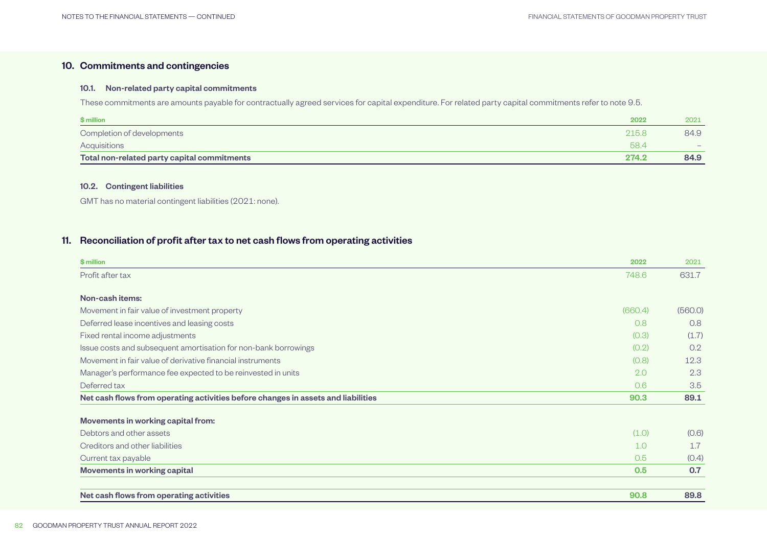## 10. Commitments and contingencies

### 10.1. Non-related party capital commitments

These commitments are amounts payable for contractually agreed services for capital expenditure. For related party capital commitments refer to note 9.5.

| $ million | 2022 | 2021 |
|---|---|---|
| Completion of developments | 215.8 | 84.9 |
| Acquisitions | 58.4 | – |
| **Total non-related party capital commitments** | **274.2** | **84.9** |

### 10.2. Contingent liabilities

GMT has no material contingent liabilities (2021: none).

## 11. Reconciliation of profit after tax to net cash flows from operating activities

| $ million | 2022 | 2021 |
|---|---|---|
| Profit after tax | 748.6 | 631.7 |
| **Non-cash items:** | | |
| Movement in fair value of investment property | (660.4) | (560.0) |
| Deferred lease incentives and leasing costs | 0.8 | 0.8 |
| Fixed rental income adjustments | (0.3) | (1.7) |
| Issue costs and subsequent amortisation for non-bank borrowings | (0.2) | 0.2 |
| Movement in fair value of derivative financial instruments | (0.8) | 12.3 |
| Manager's performance fee expected to be reinvested in units | 2.0 | 2.3 |
| Deferred tax | 0.6 | 3.5 |
| **Net cash flows from operating activities before changes in assets and liabilities** | **90.3** | **89.1** |
| **Movements in working capital from:** | | |
| Debtors and other assets | (1.0) | (0.6) |
| Creditors and other liabilities | 1.0 | 1.7 |
| Current tax payable | 0.5 | (0.4) |
| **Movements in working capital** | **0.5** | **0.7** |
| **Net cash flows from operating activities** | **90.8** | **89.8** |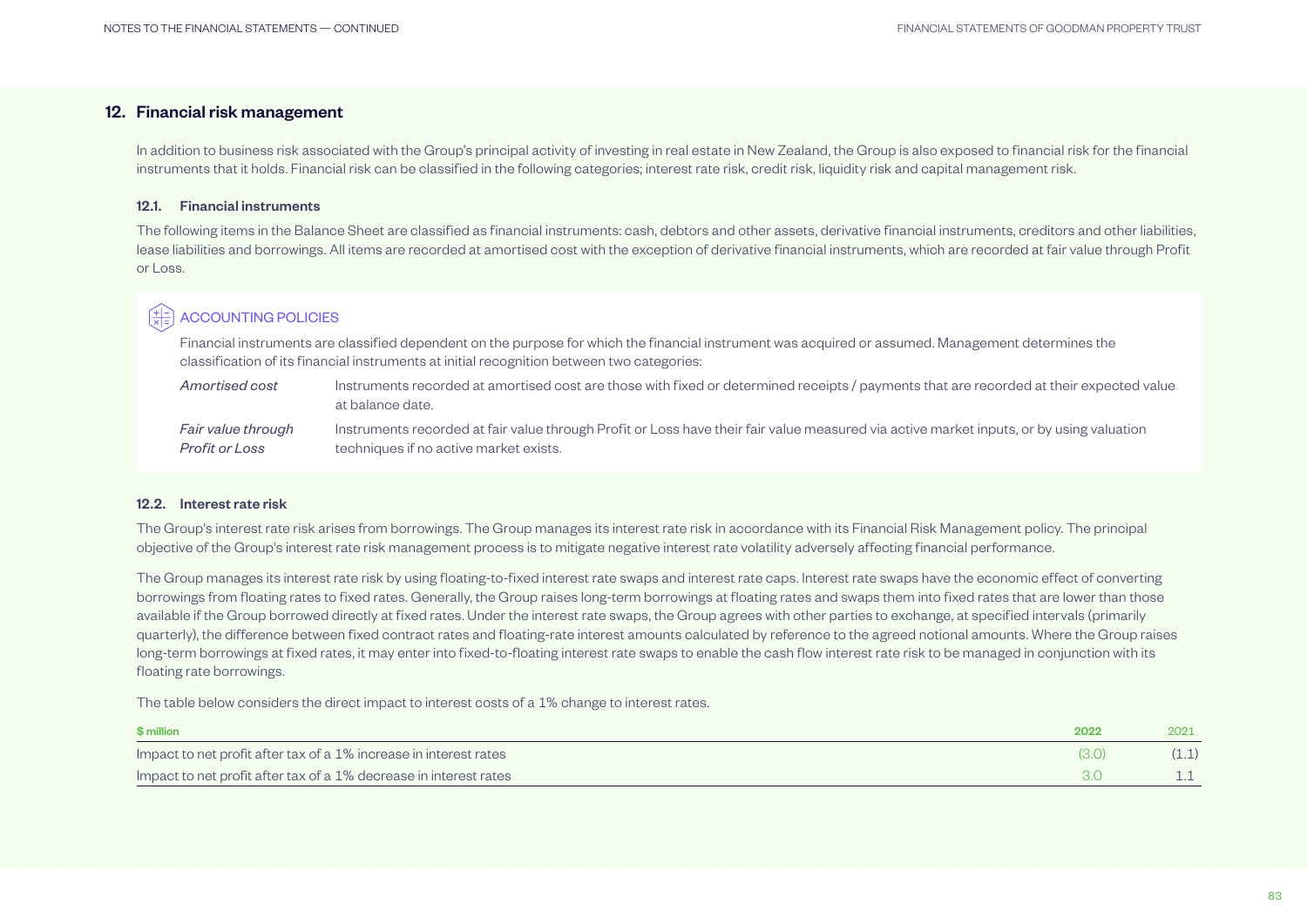## 12. Financial risk management

In addition to business risk associated with the Group's principal activity of investing in real estate in New Zealand, the Group is also exposed to financial risk for the financial instruments that it holds. Financial risk can be classified in the following categories; interest rate risk, credit risk, liquidity risk and capital management risk.

### 12.1. Financial instruments

The following items in the Balance Sheet are classified as financial instruments: cash, debtors and other assets, derivative financial instruments, creditors and other liabilities, lease liabilities and borrowings. All items are recorded at amortised cost with the exception of derivative financial instruments, which are recorded at fair value through Profit or Loss.

#### ACCOUNTING POLICIES

Financial instruments are classified dependent on the purpose for which the financial instrument was acquired or assumed. Management determines the classification of its financial instruments at initial recognition between two categories:

*Amortised cost* — Instruments recorded at amortised cost are those with fixed or determined receipts / payments that are recorded at their expected value at balance date.

*Fair value through Profit or Loss* — Instruments recorded at fair value through Profit or Loss have their fair value measured via active market inputs, or by using valuation techniques if no active market exists.

### 12.2. Interest rate risk

The Group's interest rate risk arises from borrowings. The Group manages its interest rate risk in accordance with its Financial Risk Management policy. The principal objective of the Group's interest rate risk management process is to mitigate negative interest rate volatility adversely affecting financial performance.

The Group manages its interest rate risk by using floating-to-fixed interest rate swaps and interest rate caps. Interest rate swaps have the economic effect of converting borrowings from floating rates to fixed rates. Generally, the Group raises long-term borrowings at floating rates and swaps them into fixed rates that are lower than those available if the Group borrowed directly at fixed rates. Under the interest rate swaps, the Group agrees with other parties to exchange, at specified intervals (primarily quarterly), the difference between fixed contract rates and floating-rate interest amounts calculated by reference to the agreed notional amounts. Where the Group raises long-term borrowings at fixed rates, it may enter into fixed-to-floating interest rate swaps to enable the cash flow interest rate risk to be managed in conjunction with its floating rate borrowings.

The table below considers the direct impact to interest costs of a 1% change to interest rates.

| $ million | 2022 | 2021 |
|---|---|---|
| Impact to net profit after tax of a 1% increase in interest rates | (3.0) | (1.1) |
| Impact to net profit after tax of a 1% decrease in interest rates | 3.0 | 1.1 |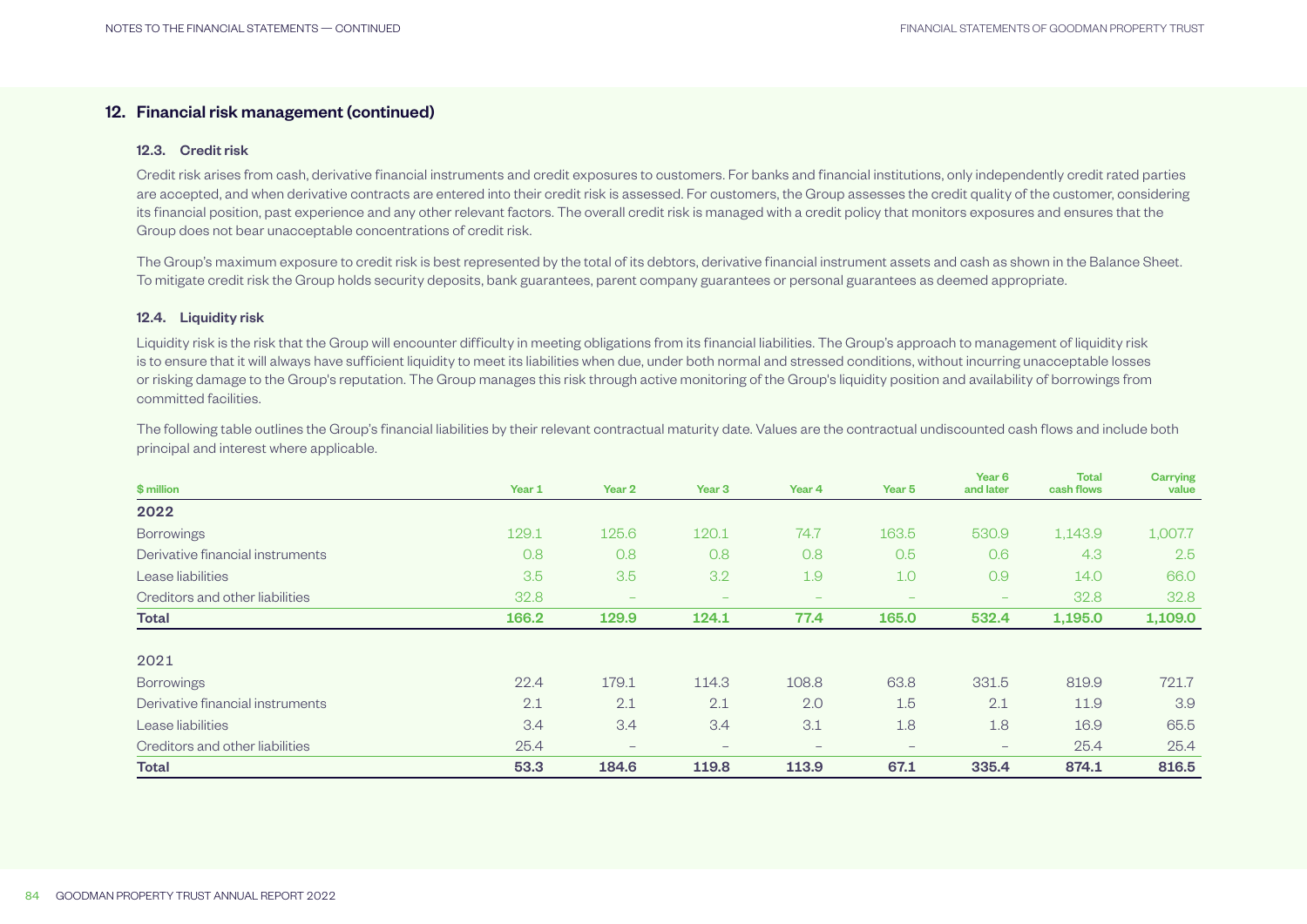## 12. Financial risk management (continued)

### 12.3. Credit risk

Credit risk arises from cash, derivative financial instruments and credit exposures to customers. For banks and financial institutions, only independently credit rated parties are accepted, and when derivative contracts are entered into their credit risk is assessed. For customers, the Group assesses the credit quality of the customer, considering its financial position, past experience and any other relevant factors. The overall credit risk is managed with a credit policy that monitors exposures and ensures that the Group does not bear unacceptable concentrations of credit risk.

The Group's maximum exposure to credit risk is best represented by the total of its debtors, derivative financial instrument assets and cash as shown in the Balance Sheet. To mitigate credit risk the Group holds security deposits, bank guarantees, parent company guarantees or personal guarantees as deemed appropriate.

### 12.4. Liquidity risk

Liquidity risk is the risk that the Group will encounter difficulty in meeting obligations from its financial liabilities. The Group's approach to management of liquidity risk is to ensure that it will always have sufficient liquidity to meet its liabilities when due, under both normal and stressed conditions, without incurring unacceptable losses or risking damage to the Group's reputation. The Group manages this risk through active monitoring of the Group's liquidity position and availability of borrowings from committed facilities.

The following table outlines the Group's financial liabilities by their relevant contractual maturity date. Values are the contractual undiscounted cash flows and include both principal and interest where applicable.

| $ million | Year 1 | Year 2 | Year 3 | Year 4 | Year 5 | Year 6 and later | Total cash flows | Carrying value |
|---|---|---|---|---|---|---|---|---|
| **2022** | | | | | | | | |
| Borrowings | 129.1 | 125.6 | 120.1 | 74.7 | 163.5 | 530.9 | 1,143.9 | 1,007.7 |
| Derivative financial instruments | 0.8 | 0.8 | 0.8 | 0.8 | 0.5 | 0.6 | 4.3 | 2.5 |
| Lease liabilities | 3.5 | 3.5 | 3.2 | 1.9 | 1.0 | 0.9 | 14.0 | 66.0 |
| Creditors and other liabilities | 32.8 | – | – | – | – | – | 32.8 | 32.8 |
| **Total** | **166.2** | **129.9** | **124.1** | **77.4** | **165.0** | **532.4** | **1,195.0** | **1,109.0** |
| 2021 | | | | | | | | |
| Borrowings | 22.4 | 179.1 | 114.3 | 108.8 | 63.8 | 331.5 | 819.9 | 721.7 |
| Derivative financial instruments | 2.1 | 2.1 | 2.1 | 2.0 | 1.5 | 2.1 | 11.9 | 3.9 |
| Lease liabilities | 3.4 | 3.4 | 3.4 | 3.1 | 1.8 | 1.8 | 16.9 | 65.5 |
| Creditors and other liabilities | 25.4 | – | – | – | – | – | 25.4 | 25.4 |
| **Total** | **53.3** | **184.6** | **119.8** | **113.9** | **67.1** | **335.4** | **874.1** | **816.5** |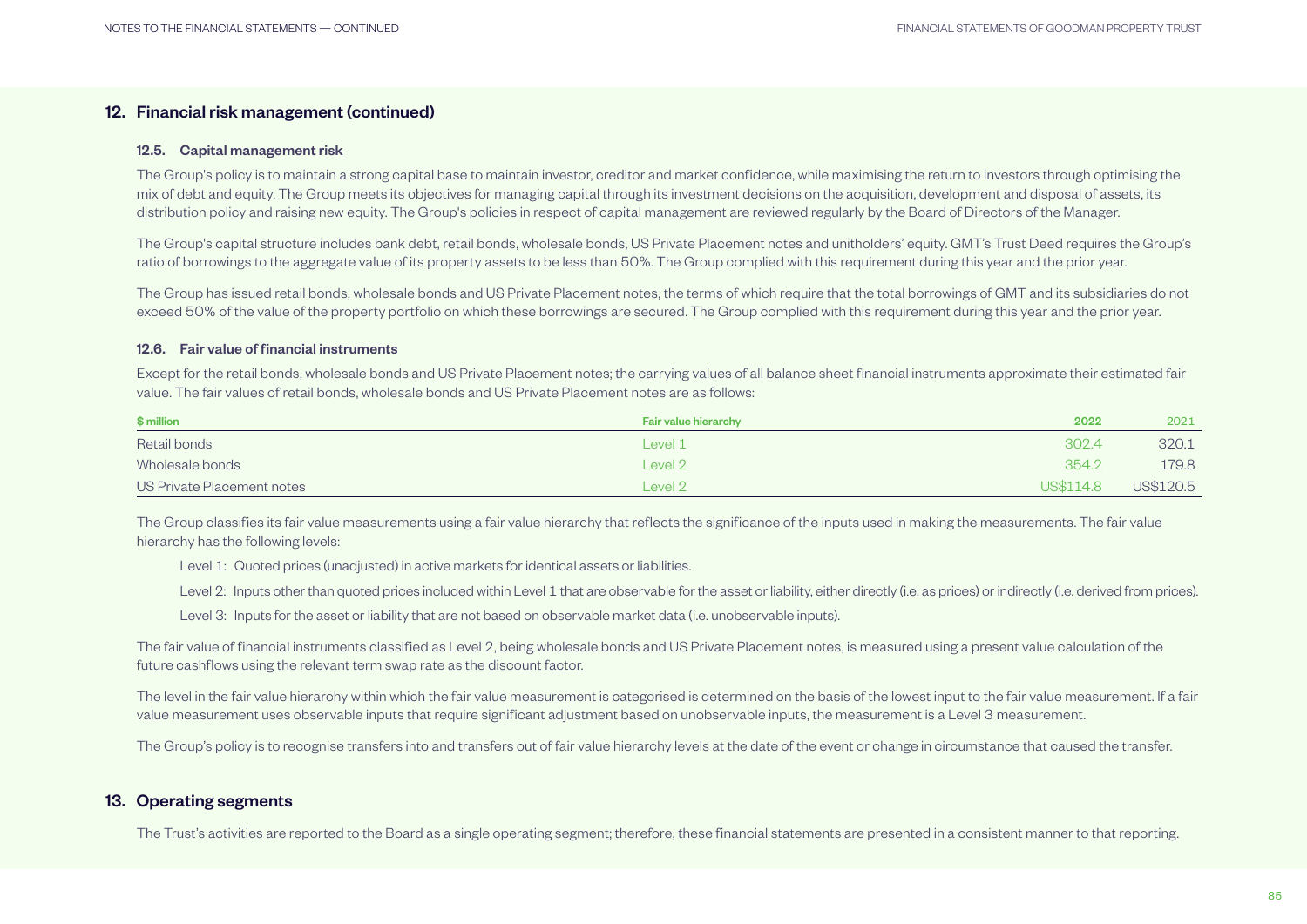## 12. Financial risk management (continued)

### 12.5. Capital management risk

The Group's policy is to maintain a strong capital base to maintain investor, creditor and market confidence, while maximising the return to investors through optimising the mix of debt and equity. The Group meets its objectives for managing capital through its investment decisions on the acquisition, development and disposal of assets, its distribution policy and raising new equity. The Group's policies in respect of capital management are reviewed regularly by the Board of Directors of the Manager.

The Group's capital structure includes bank debt, retail bonds, wholesale bonds, US Private Placement notes and unitholders' equity. GMT's Trust Deed requires the Group's ratio of borrowings to the aggregate value of its property assets to be less than 50%. The Group complied with this requirement during this year and the prior year.

The Group has issued retail bonds, wholesale bonds and US Private Placement notes, the terms of which require that the total borrowings of GMT and its subsidiaries do not exceed 50% of the value of the property portfolio on which these borrowings are secured. The Group complied with this requirement during this year and the prior year.

### 12.6. Fair value of financial instruments

Except for the retail bonds, wholesale bonds and US Private Placement notes; the carrying values of all balance sheet financial instruments approximate their estimated fair value. The fair values of retail bonds, wholesale bonds and US Private Placement notes are as follows:

| $ million | Fair value hierarchy | 2022 | 2021 |
|---|---|---|---|
| Retail bonds | Level 1 | 302.4 | 320.1 |
| Wholesale bonds | Level 2 | 354.2 | 179.8 |
| US Private Placement notes | Level 2 | US$114.8 | US$120.5 |

The Group classifies its fair value measurements using a fair value hierarchy that reflects the significance of the inputs used in making the measurements. The fair value hierarchy has the following levels:

- Level 1: Quoted prices (unadjusted) in active markets for identical assets or liabilities.
- Level 2: Inputs other than quoted prices included within Level 1 that are observable for the asset or liability, either directly (i.e. as prices) or indirectly (i.e. derived from prices).
- Level 3: Inputs for the asset or liability that are not based on observable market data (i.e. unobservable inputs).

The fair value of financial instruments classified as Level 2, being wholesale bonds and US Private Placement notes, is measured using a present value calculation of the future cashflows using the relevant term swap rate as the discount factor.

The level in the fair value hierarchy within which the fair value measurement is categorised is determined on the basis of the lowest input to the fair value measurement. If a fair value measurement uses observable inputs that require significant adjustment based on unobservable inputs, the measurement is a Level 3 measurement.

The Group's policy is to recognise transfers into and transfers out of fair value hierarchy levels at the date of the event or change in circumstance that caused the transfer.

## 13. Operating segments

The Trust's activities are reported to the Board as a single operating segment; therefore, these financial statements are presented in a consistent manner to that reporting.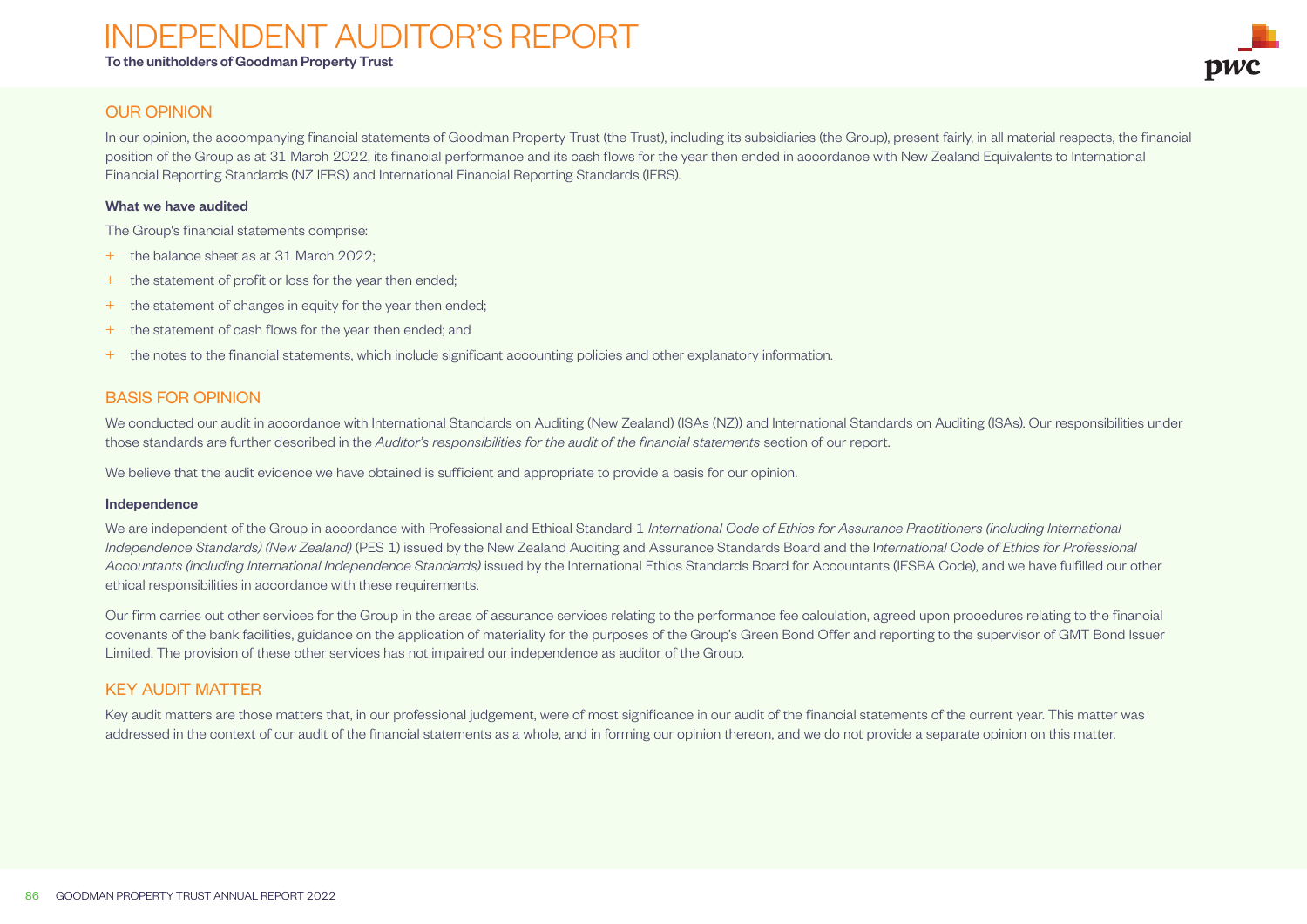# INDEPENDENT AUDITOR'S REPORT

**To the unitholders of Goodman Property Trust**

## OUR OPINION

In our opinion, the accompanying financial statements of Goodman Property Trust (the Trust), including its subsidiaries (the Group), present fairly, in all material respects, the financial position of the Group as at 31 March 2022, its financial performance and its cash flows for the year then ended in accordance with New Zealand Equivalents to International Financial Reporting Standards (NZ IFRS) and International Financial Reporting Standards (IFRS).

**What we have audited**

The Group's financial statements comprise:

+ the balance sheet as at 31 March 2022;
+ the statement of profit or loss for the year then ended;
+ the statement of changes in equity for the year then ended;
+ the statement of cash flows for the year then ended; and
+ the notes to the financial statements, which include significant accounting policies and other explanatory information.

## BASIS FOR OPINION

We conducted our audit in accordance with International Standards on Auditing (New Zealand) (ISAs (NZ)) and International Standards on Auditing (ISAs). Our responsibilities under those standards are further described in the *Auditor's responsibilities for the audit of the financial statements* section of our report.

We believe that the audit evidence we have obtained is sufficient and appropriate to provide a basis for our opinion.

**Independence**

We are independent of the Group in accordance with Professional and Ethical Standard 1 *International Code of Ethics for Assurance Practitioners (including International Independence Standards) (New Zealand)* (PES 1) issued by the New Zealand Auditing and Assurance Standards Board and the *International Code of Ethics for Professional Accountants (including International Independence Standards)* issued by the International Ethics Standards Board for Accountants (IESBA Code), and we have fulfilled our other ethical responsibilities in accordance with these requirements.

Our firm carries out other services for the Group in the areas of assurance services relating to the performance fee calculation, agreed upon procedures relating to the financial covenants of the bank facilities, guidance on the application of materiality for the purposes of the Group's Green Bond Offer and reporting to the supervisor of GMT Bond Issuer Limited. The provision of these other services has not impaired our independence as auditor of the Group.

## KEY AUDIT MATTER

Key audit matters are those matters that, in our professional judgement, were of most significance in our audit of the financial statements of the current year. This matter was addressed in the context of our audit of the financial statements as a whole, and in forming our opinion thereon, and we do not provide a separate opinion on this matter.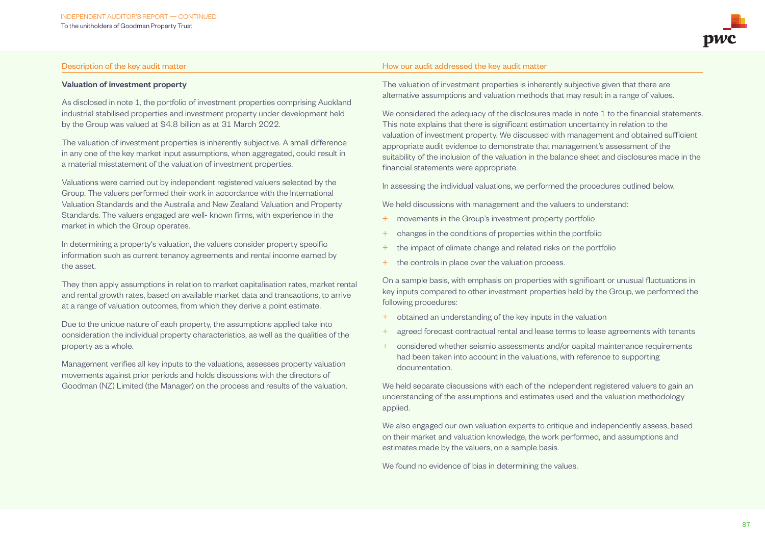| Description of the key audit matter | How our audit addressed the key audit matter |
|---|---|
| **Valuation of investment property**<br><br>As disclosed in note 1, the portfolio of investment properties comprising Auckland industrial stabilised properties and investment property under development held by the Group was valued at $4.8 billion as at 31 March 2022.<br><br>The valuation of investment properties is inherently subjective. A small difference in any one of the key market input assumptions, when aggregated, could result in a material misstatement of the valuation of investment properties.<br><br>Valuations were carried out by independent registered valuers selected by the Group. The valuers performed their work in accordance with the International Valuation Standards and the Australia and New Zealand Valuation and Property Standards. The valuers engaged are well- known firms, with experience in the market in which the Group operates.<br><br>In determining a property's valuation, the valuers consider property specific information such as current tenancy agreements and rental income earned by the asset.<br><br>They then apply assumptions in relation to market capitalisation rates, market rental and rental growth rates, based on available market data and transactions, to arrive at a range of valuation outcomes, from which they derive a point estimate.<br><br>Due to the unique nature of each property, the assumptions applied take into consideration the individual property characteristics, as well as the qualities of the property as a whole.<br><br>Management verifies all key inputs to the valuations, assesses property valuation movements against prior periods and holds discussions with the directors of Goodman (NZ) Limited (the Manager) on the process and results of the valuation. | The valuation of investment properties is inherently subjective given that there are alternative assumptions and valuation methods that may result in a range of values.<br><br>We considered the adequacy of the disclosures made in note 1 to the financial statements. This note explains that there is significant estimation uncertainty in relation to the valuation of investment property. We discussed with management and obtained sufficient appropriate audit evidence to demonstrate that management's assessment of the suitability of the inclusion of the valuation in the balance sheet and disclosures made in the financial statements were appropriate.<br><br>In assessing the individual valuations, we performed the procedures outlined below.<br><br>We held discussions with management and the valuers to understand:<br>+ movements in the Group's investment property portfolio<br>+ changes in the conditions of properties within the portfolio<br>+ the impact of climate change and related risks on the portfolio<br>+ the controls in place over the valuation process.<br><br>On a sample basis, with emphasis on properties with significant or unusual fluctuations in key inputs compared to other investment properties held by the Group, we performed the following procedures:<br>+ obtained an understanding of the key inputs in the valuation<br>+ agreed forecast contractual rental and lease terms to lease agreements with tenants<br>+ considered whether seismic assessments and/or capital maintenance requirements had been taken into account in the valuations, with reference to supporting documentation.<br><br>We held separate discussions with each of the independent registered valuers to gain an understanding of the assumptions and estimates used and the valuation methodology applied.<br><br>We also engaged our own valuation experts to critique and independently assess, based on their market and valuation knowledge, the work performed, and assumptions and estimates made by the valuers, on a sample basis.<br><br>We found no evidence of bias in determining the values. |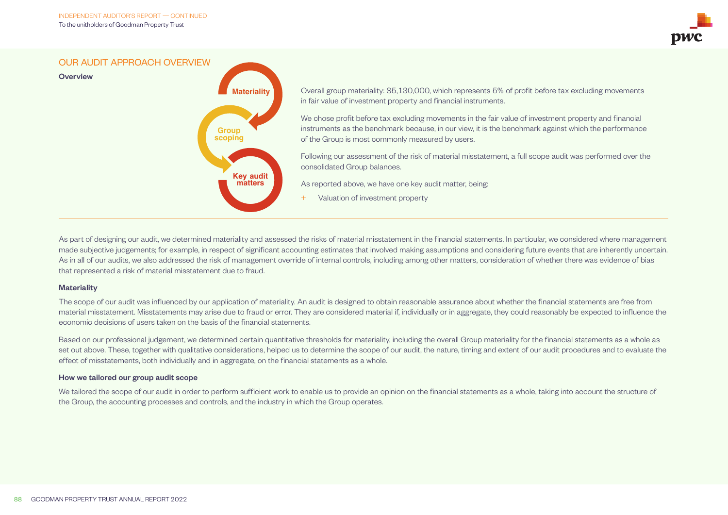## OUR AUDIT APPROACH OVERVIEW

**Overview**

Materiality

Group scoping

Key audit matters

Overall group materiality: $5,130,000, which represents 5% of profit before tax excluding movements in fair value of investment property and financial instruments.

We chose profit before tax excluding movements in the fair value of investment property and financial instruments as the benchmark because, in our view, it is the benchmark against which the performance of the Group is most commonly measured by users.

Following our assessment of the risk of material misstatement, a full scope audit was performed over the consolidated Group balances.

As reported above, we have one key audit matter, being:

+ Valuation of investment property

---

As part of designing our audit, we determined materiality and assessed the risks of material misstatement in the financial statements. In particular, we considered where management made subjective judgements; for example, in respect of significant accounting estimates that involved making assumptions and considering future events that are inherently uncertain. As in all of our audits, we also addressed the risk of management override of internal controls, including among other matters, consideration of whether there was evidence of bias that represented a risk of material misstatement due to fraud.

### Materiality

The scope of our audit was influenced by our application of materiality. An audit is designed to obtain reasonable assurance about whether the financial statements are free from material misstatement. Misstatements may arise due to fraud or error. They are considered material if, individually or in aggregate, they could reasonably be expected to influence the economic decisions of users taken on the basis of the financial statements.

Based on our professional judgement, we determined certain quantitative thresholds for materiality, including the overall Group materiality for the financial statements as a whole as set out above. These, together with qualitative considerations, helped us to determine the scope of our audit, the nature, timing and extent of our audit procedures and to evaluate the effect of misstatements, both individually and in aggregate, on the financial statements as a whole.

### How we tailored our group audit scope

We tailored the scope of our audit in order to perform sufficient work to enable us to provide an opinion on the financial statements as a whole, taking into account the structure of the Group, the accounting processes and controls, and the industry in which the Group operates.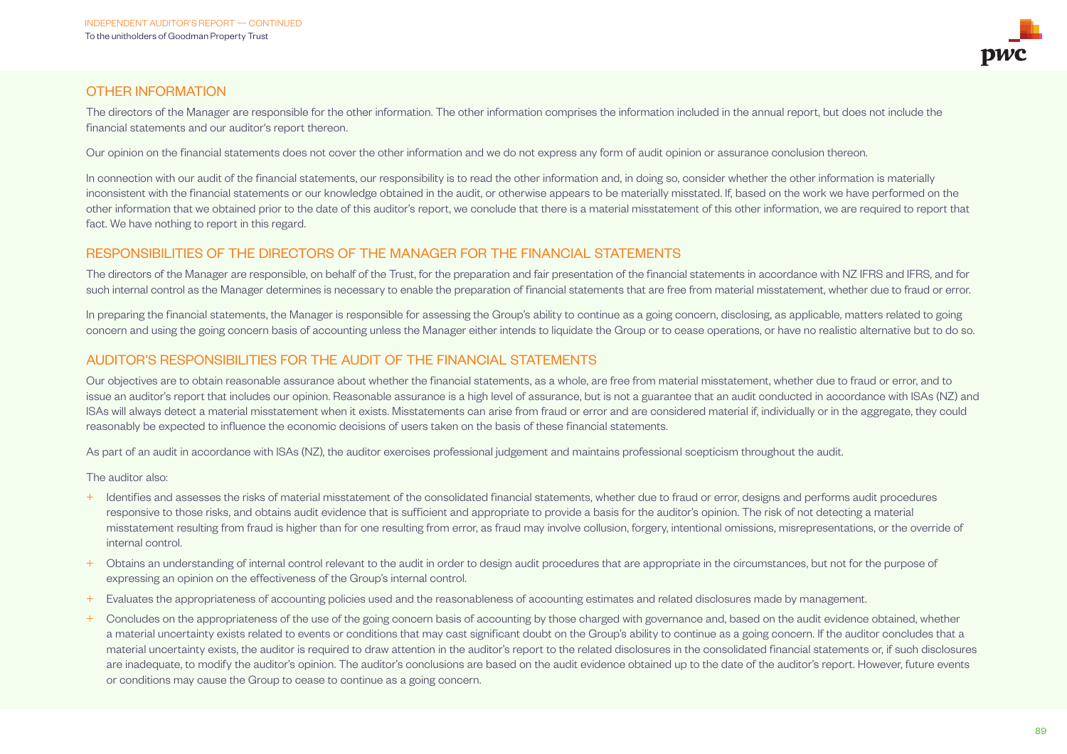## OTHER INFORMATION

The directors of the Manager are responsible for the other information. The other information comprises the information included in the annual report, but does not include the financial statements and our auditor's report thereon.

Our opinion on the financial statements does not cover the other information and we do not express any form of audit opinion or assurance conclusion thereon.

In connection with our audit of the financial statements, our responsibility is to read the other information and, in doing so, consider whether the other information is materially inconsistent with the financial statements or our knowledge obtained in the audit, or otherwise appears to be materially misstated. If, based on the work we have performed on the other information that we obtained prior to the date of this auditor's report, we conclude that there is a material misstatement of this other information, we are required to report that fact. We have nothing to report in this regard.

## RESPONSIBILITIES OF THE DIRECTORS OF THE MANAGER FOR THE FINANCIAL STATEMENTS

The directors of the Manager are responsible, on behalf of the Trust, for the preparation and fair presentation of the financial statements in accordance with NZ IFRS and IFRS, and for such internal control as the Manager determines is necessary to enable the preparation of financial statements that are free from material misstatement, whether due to fraud or error.

In preparing the financial statements, the Manager is responsible for assessing the Group's ability to continue as a going concern, disclosing, as applicable, matters related to going concern and using the going concern basis of accounting unless the Manager either intends to liquidate the Group or to cease operations, or have no realistic alternative but to do so.

## AUDITOR'S RESPONSIBILITIES FOR THE AUDIT OF THE FINANCIAL STATEMENTS

Our objectives are to obtain reasonable assurance about whether the financial statements, as a whole, are free from material misstatement, whether due to fraud or error, and to issue an auditor's report that includes our opinion. Reasonable assurance is a high level of assurance, but is not a guarantee that an audit conducted in accordance with ISAs (NZ) and ISAs will always detect a material misstatement when it exists. Misstatements can arise from fraud or error and are considered material if, individually or in the aggregate, they could reasonably be expected to influence the economic decisions of users taken on the basis of these financial statements.

As part of an audit in accordance with ISAs (NZ), the auditor exercises professional judgement and maintains professional scepticism throughout the audit.

The auditor also:

+ Identifies and assesses the risks of material misstatement of the consolidated financial statements, whether due to fraud or error, designs and performs audit procedures responsive to those risks, and obtains audit evidence that is sufficient and appropriate to provide a basis for the auditor's opinion. The risk of not detecting a material misstatement resulting from fraud is higher than for one resulting from error, as fraud may involve collusion, forgery, intentional omissions, misrepresentations, or the override of internal control.
+ Obtains an understanding of internal control relevant to the audit in order to design audit procedures that are appropriate in the circumstances, but not for the purpose of expressing an opinion on the effectiveness of the Group's internal control.
+ Evaluates the appropriateness of accounting policies used and the reasonableness of accounting estimates and related disclosures made by management.
+ Concludes on the appropriateness of the use of the going concern basis of accounting by those charged with governance and, based on the audit evidence obtained, whether a material uncertainty exists related to events or conditions that may cast significant doubt on the Group's ability to continue as a going concern. If the auditor concludes that a material uncertainty exists, the auditor is required to draw attention in the auditor's report to the related disclosures in the consolidated financial statements or, if such disclosures are inadequate, to modify the auditor's opinion. The auditor's conclusions are based on the audit evidence obtained up to the date of the auditor's report. However, future events or conditions may cause the Group to cease to continue as a going concern.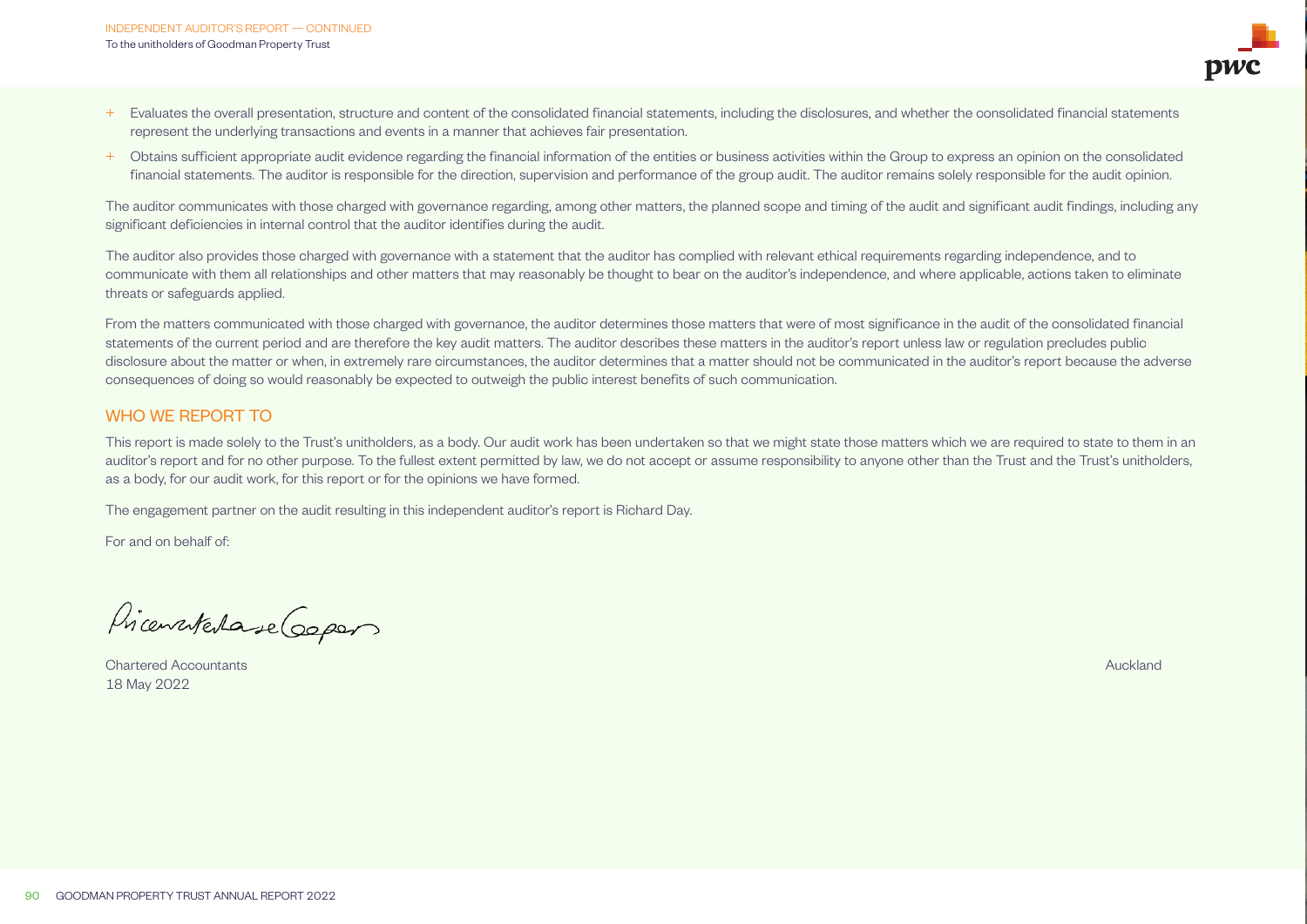- Evaluates the overall presentation, structure and content of the consolidated financial statements, including the disclosures, and whether the consolidated financial statements represent the underlying transactions and events in a manner that achieves fair presentation.
- Obtains sufficient appropriate audit evidence regarding the financial information of the entities or business activities within the Group to express an opinion on the consolidated financial statements. The auditor is responsible for the direction, supervision and performance of the group audit. The auditor remains solely responsible for the audit opinion.

The auditor communicates with those charged with governance regarding, among other matters, the planned scope and timing of the audit and significant audit findings, including any significant deficiencies in internal control that the auditor identifies during the audit.

The auditor also provides those charged with governance with a statement that the auditor has complied with relevant ethical requirements regarding independence, and to communicate with them all relationships and other matters that may reasonably be thought to bear on the auditor's independence, and where applicable, actions taken to eliminate threats or safeguards applied.

From the matters communicated with those charged with governance, the auditor determines those matters that were of most significance in the audit of the consolidated financial statements of the current period and are therefore the key audit matters. The auditor describes these matters in the auditor's report unless law or regulation precludes public disclosure about the matter or when, in extremely rare circumstances, the auditor determines that a matter should not be communicated in the auditor's report because the adverse consequences of doing so would reasonably be expected to outweigh the public interest benefits of such communication.

## WHO WE REPORT TO

This report is made solely to the Trust's unitholders, as a body. Our audit work has been undertaken so that we might state those matters which we are required to state to them in an auditor's report and for no other purpose. To the fullest extent permitted by law, we do not accept or assume responsibility to anyone other than the Trust and the Trust's unitholders, as a body, for our audit work, for this report or for the opinions we have formed.

The engagement partner on the audit resulting in this independent auditor's report is Richard Day.

For and on behalf of:

PricewaterhouseCoopers

Chartered Accountants
18 May 2022

Auckland